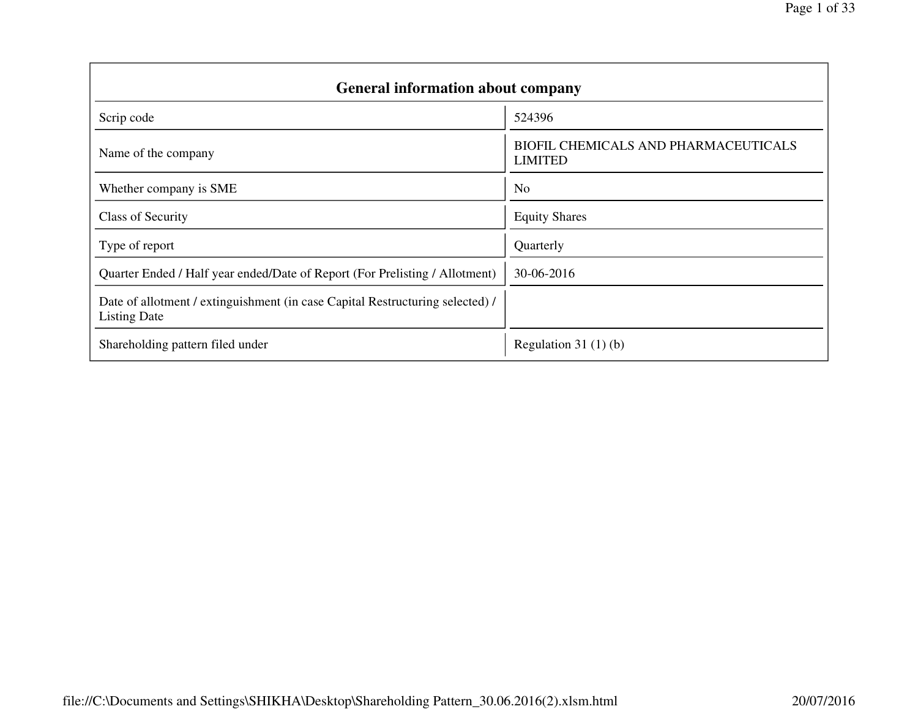## General information about company

| General information about company | |
|---|---|
| Scrip code | 524396 |
| Name of the company | BIOFIL CHEMICALS AND PHARMACEUTICALS LIMITED |
| Whether company is SME | No |
| Class of Security | Equity Shares |
| Type of report | Quarterly |
| Quarter Ended / Half year ended/Date of Report (For Prelisting / Allotment) | 30-06-2016 |
| Date of allotment / extinguishment (in case Capital Restructuring selected) / Listing Date | |
| Shareholding pattern filed under | Regulation 31 (1) (b) |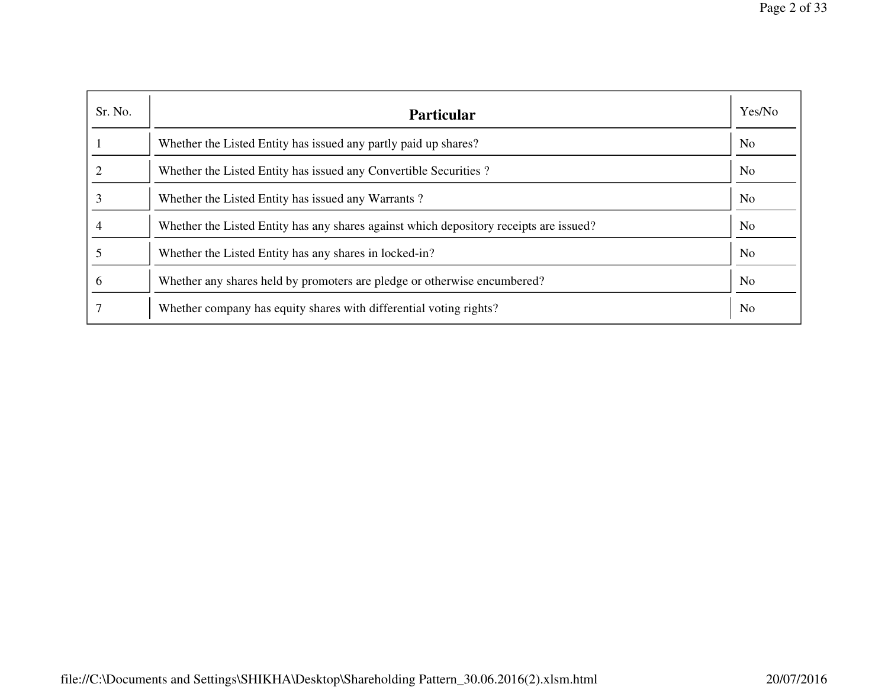| Sr. No. | Particular | Yes/No |
|---|---|---|
| 1 | Whether the Listed Entity has issued any partly paid up shares? | No |
| 2 | Whether the Listed Entity has issued any Convertible Securities ? | No |
| 3 | Whether the Listed Entity has issued any Warrants ? | No |
| 4 | Whether the Listed Entity has any shares against which depository receipts are issued? | No |
| 5 | Whether the Listed Entity has any shares in locked-in? | No |
| 6 | Whether any shares held by promoters are pledge or otherwise encumbered? | No |
| 7 | Whether company has equity shares with differential voting rights? | No |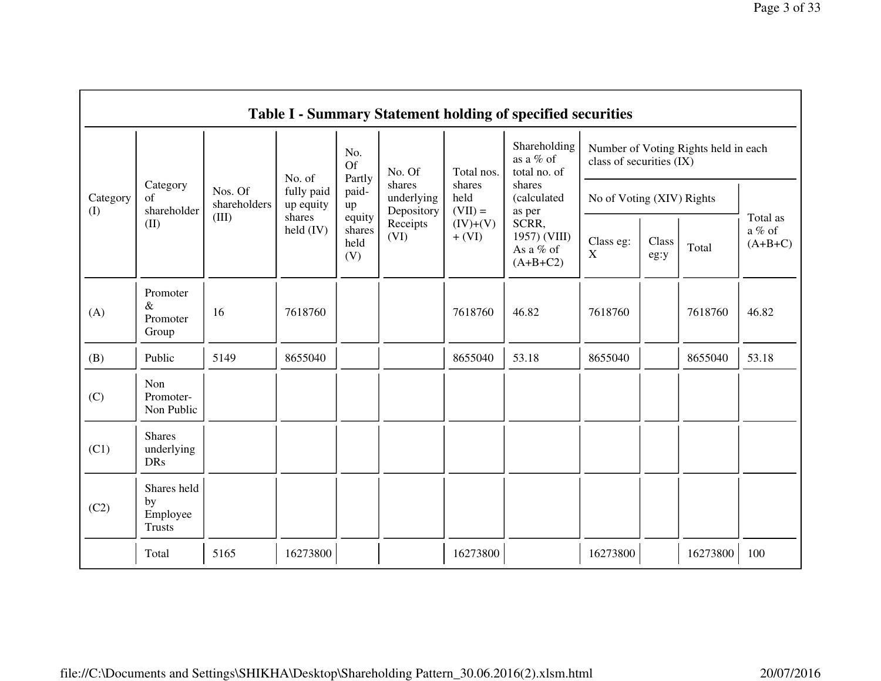## Table I - Summary Statement holding of specified securities

| Category (I) | Category of shareholder (II) | Nos. Of shareholders (III) | No. of fully paid up equity shares held (IV) | No. Of Partly paid-up equity shares held (V) | No. Of shares underlying Depository Receipts (VI) | Total nos. shares held (VII) = (IV)+(V)+ (VI) | Shareholding as a % of total no. of shares (calculated as per SCRR, 1957) (VIII) As a % of (A+B+C2) | Number of Voting Rights held in each class of securities (IX) | | | |
|---|---|---|---|---|---|---|---|---|---|---|---|
| | | | | | | | | No of Voting (XIV) Rights | | | Total as a % of (A+B+C) |
| | | | | | | | | Class eg: X | Class eg:y | Total | |
| (A) | Promoter & Promoter Group | 16 | 7618760 | | | 7618760 | 46.82 | 7618760 | | 7618760 | 46.82 |
| (B) | Public | 5149 | 8655040 | | | 8655040 | 53.18 | 8655040 | | 8655040 | 53.18 |
| (C) | Non Promoter- Non Public | | | | | | | | | | |
| (C1) | Shares underlying DRs | | | | | | | | | | |
| (C2) | Shares held by Employee Trusts | | | | | | | | | | |
| | Total | 5165 | 16273800 | | | 16273800 | | 16273800 | | 16273800 | 100 |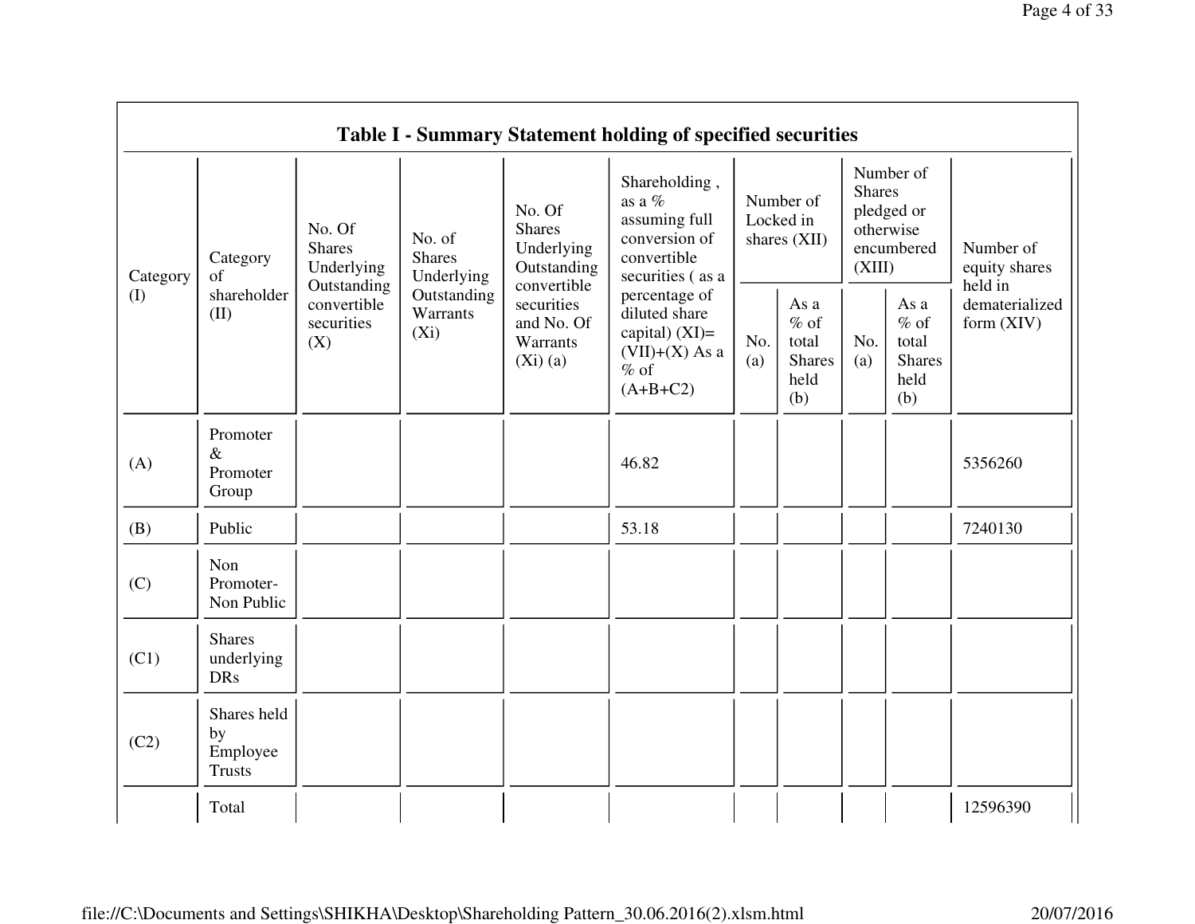## Table I - Summary Statement holding of specified securities

| Category (I) | Category of shareholder (II) | No. Of Shares Underlying Outstanding convertible securities (X) | No. of Shares Underlying Outstanding Warrants (Xi) | No. Of Shares Underlying Outstanding convertible securities and No. Of Warrants (Xi) (a) | Shareholding , as a % assuming full conversion of convertible securities ( as a percentage of diluted share capital) (XI)= (VII)+(X) As a % of (A+B+C2) | Number of Locked in shares (XII) | | Number of Shares pledged or otherwise encumbered (XIII) | | Number of equity shares held in dematerialized form (XIV) |
|---|---|---|---|---|---|---|---|---|---|---|
| | | | | | | No. (a) | As a % of total Shares held (b) | No. (a) | As a % of total Shares held (b) | |
| (A) | Promoter & Promoter Group | | | | 46.82 | | | | | 5356260 |
| (B) | Public | | | | 53.18 | | | | | 7240130 |
| (C) | Non Promoter- Non Public | | | | | | | | | |
| (C1) | Shares underlying DRs | | | | | | | | | |
| (C2) | Shares held by Employee Trusts | | | | | | | | | |
| | Total | | | | | | | | | 12596390 |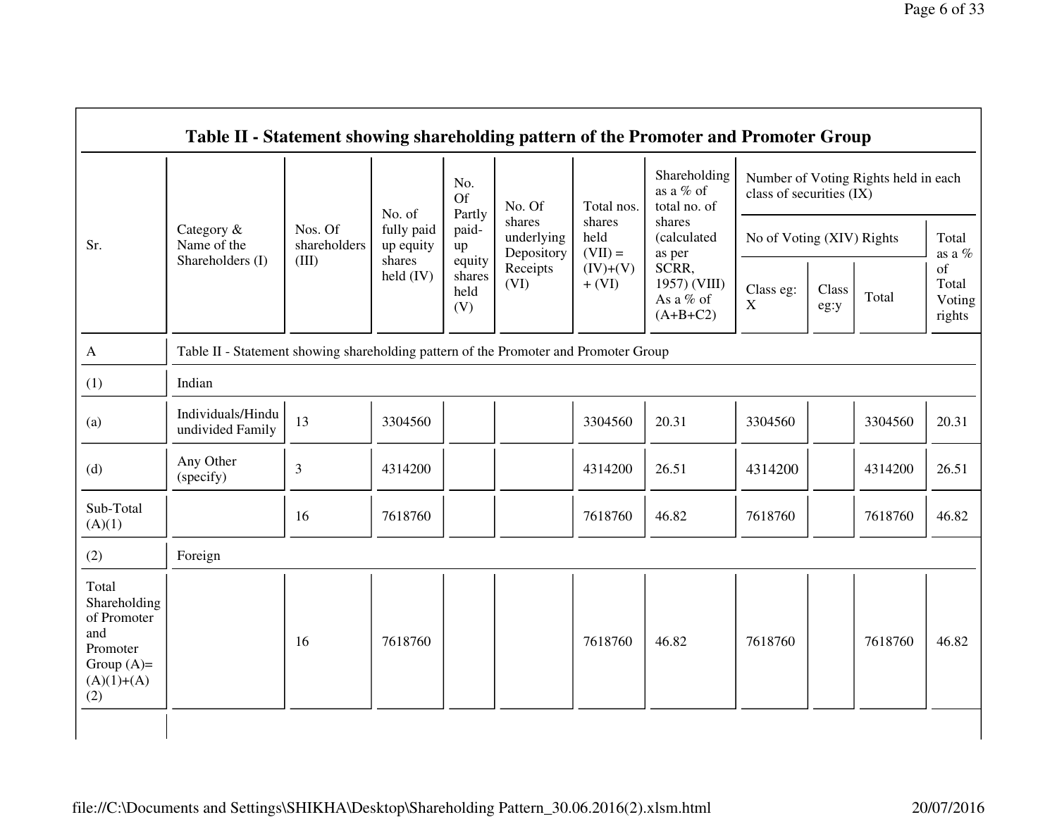## Table II - Statement showing shareholding pattern of the Promoter and Promoter Group

| Sr. | Category & Name of the Shareholders (I) | Nos. Of shareholders (III) | No. of fully paid up equity shares held (IV) | No. Of Partly paid-up equity shares held (V) | No. Of shares underlying Depository Receipts (VI) | Total nos. shares held (VII) = (IV)+(V)+ (VI) | Shareholding as a % of total no. of shares (calculated as per SCRR, 1957) (VIII) As a % of (A+B+C2) | Number of Voting Rights held in each class of securities (IX) | | | |
|---|---|---|---|---|---|---|---|---|---|---|---|
| | | | | | | | | No of Voting (XIV) Rights | | | Total as a % of Total Voting rights |
| | | | | | | | | Class eg: X | Class eg:y | Total | |
| A | Table II - Statement showing shareholding pattern of the Promoter and Promoter Group | | | | | | | | | | |
| (1) | Indian | | | | | | | | | | |
| (a) | Individuals/Hindu undivided Family | 13 | 3304560 | | | 3304560 | 20.31 | 3304560 | | 3304560 | 20.31 |
| (d) | Any Other (specify) | 3 | 4314200 | | | 4314200 | 26.51 | 4314200 | | 4314200 | 26.51 |
| Sub-Total (A)(1) | | 16 | 7618760 | | | 7618760 | 46.82 | 7618760 | | 7618760 | 46.82 |
| (2) | Foreign | | | | | | | | | | |
| Total Shareholding of Promoter and Promoter Group (A)= (A)(1)+(A)(2) | | 16 | 7618760 | | | 7618760 | 46.82 | 7618760 | | 7618760 | 46.82 |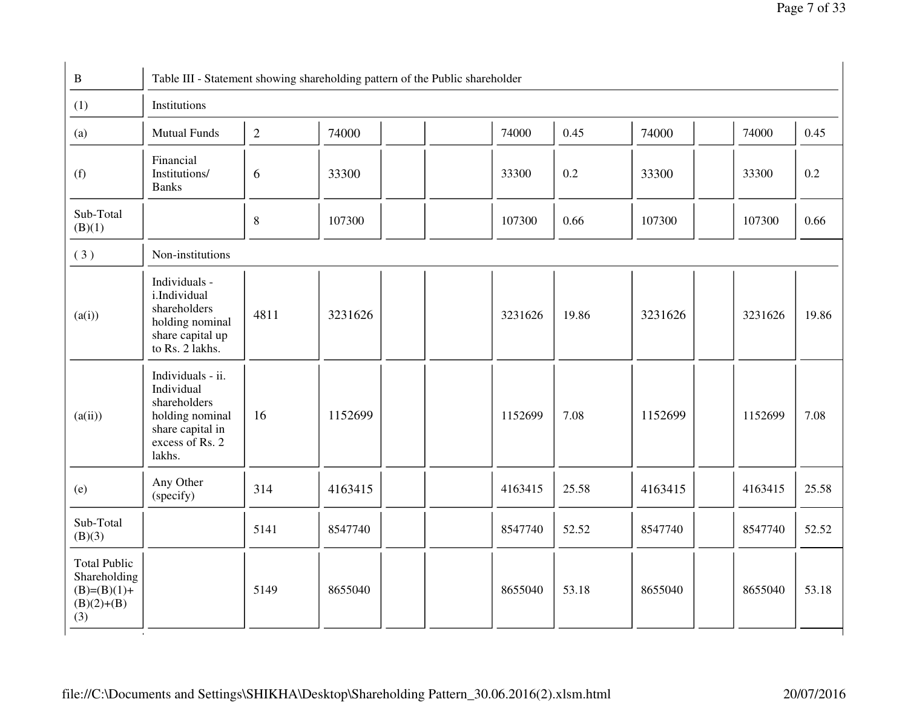| B | Table III - Statement showing shareholding pattern of the Public shareholder | | | | | | | | | | |
|---|---|---|---|---|---|---|---|---|---|---|---|
| (1) | Institutions | | | | | | | | | | |
| (a) | Mutual Funds | 2 | 74000 | | | 74000 | 0.45 | 74000 | | 74000 | 0.45 |
| (f) | Financial Institutions/ Banks | 6 | 33300 | | | 33300 | 0.2 | 33300 | | 33300 | 0.2 |
| Sub-Total (B)(1) | | 8 | 107300 | | | 107300 | 0.66 | 107300 | | 107300 | 0.66 |
| ( 3 ) | Non-institutions | | | | | | | | | | |
| (a(i)) | Individuals - i.Individual shareholders holding nominal share capital up to Rs. 2 lakhs. | 4811 | 3231626 | | | 3231626 | 19.86 | 3231626 | | 3231626 | 19.86 |
| (a(ii)) | Individuals - ii. Individual shareholders holding nominal share capital in excess of Rs. 2 lakhs. | 16 | 1152699 | | | 1152699 | 7.08 | 1152699 | | 1152699 | 7.08 |
| (e) | Any Other (specify) | 314 | 4163415 | | | 4163415 | 25.58 | 4163415 | | 4163415 | 25.58 |
| Sub-Total (B)(3) | | 5141 | 8547740 | | | 8547740 | 52.52 | 8547740 | | 8547740 | 52.52 |
| Total Public Shareholding (B)=(B)(1)+(B)(2)+(B)(3) | | 5149 | 8655040 | | | 8655040 | 53.18 | 8655040 | | 8655040 | 53.18 |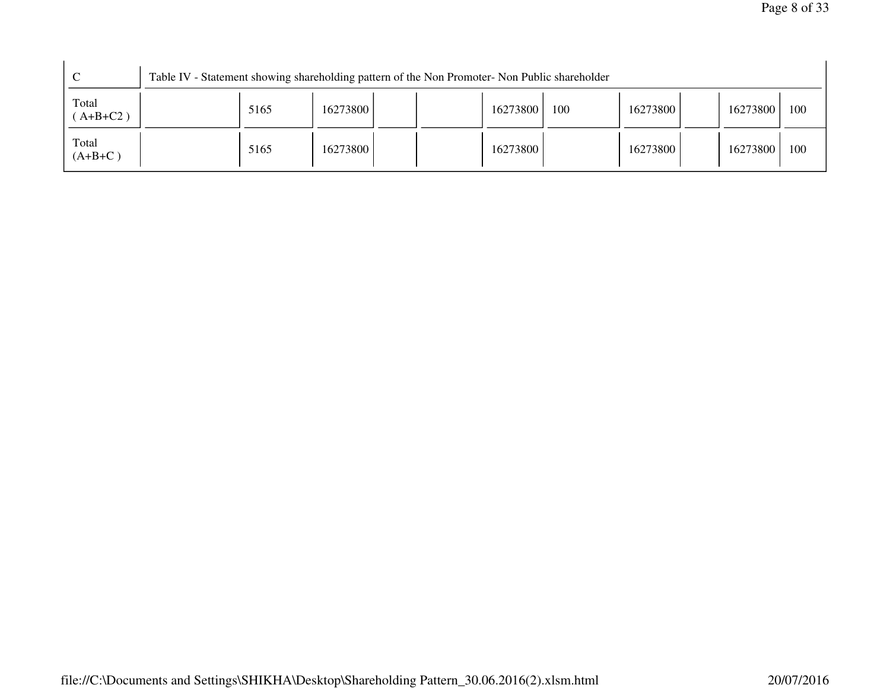| C | Table IV - Statement showing shareholding pattern of the Non Promoter- Non Public shareholder | | | | | | | | | | | |
|---|---|---|---|---|---|---|---|---|---|---|---|---|
| Total ( A+B+C2 ) | | 5165 | 16273800 | | | 16273800 | 100 | 16273800 | | 16273800 | 100 |
| Total (A+B+C ) | | 5165 | 16273800 | | | 16273800 | | 16273800 | | 16273800 | 100 |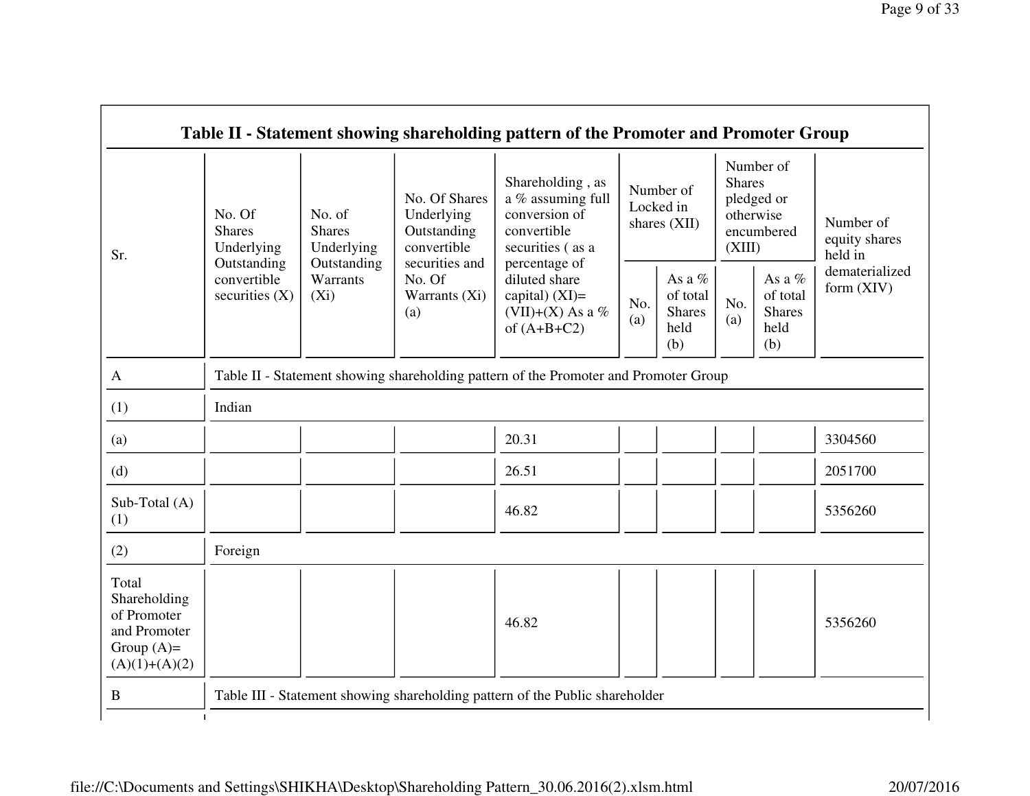## Table II - Statement showing shareholding pattern of the Promoter and Promoter Group

| Sr. | No. Of Shares Underlying Outstanding convertible securities (X) | No. of Shares Underlying Outstanding Warrants (Xi) | No. Of Shares Underlying Outstanding convertible securities and No. Of Warrants (Xi) (a) | Shareholding , as a % assuming full conversion of convertible securities ( as a percentage of diluted share capital) (XI)= (VII)+(X) As a % of (A+B+C2) | Number of Locked in shares (XII) | | Number of Shares pledged or otherwise encumbered (XIII) | | Number of equity shares held in dematerialized form (XIV) |
|---|---|---|---|---|---|---|---|---|---|
| | | | | | No. (a) | As a % of total Shares held (b) | No. (a) | As a % of total Shares held (b) | |
| A | Table II - Statement showing shareholding pattern of the Promoter and Promoter Group | | | | | | | | |
| (1) | Indian | | | | | | | | |
| (a) | | | | 20.31 | | | | | 3304560 |
| (d) | | | | 26.51 | | | | | 2051700 |
| Sub-Total (A) (1) | | | | 46.82 | | | | | 5356260 |
| (2) | Foreign | | | | | | | | |
| Total Shareholding of Promoter and Promoter Group (A)= (A)(1)+(A)(2) | | | | 46.82 | | | | | 5356260 |
| B | Table III - Statement showing shareholding pattern of the Public shareholder | | | | | | | | |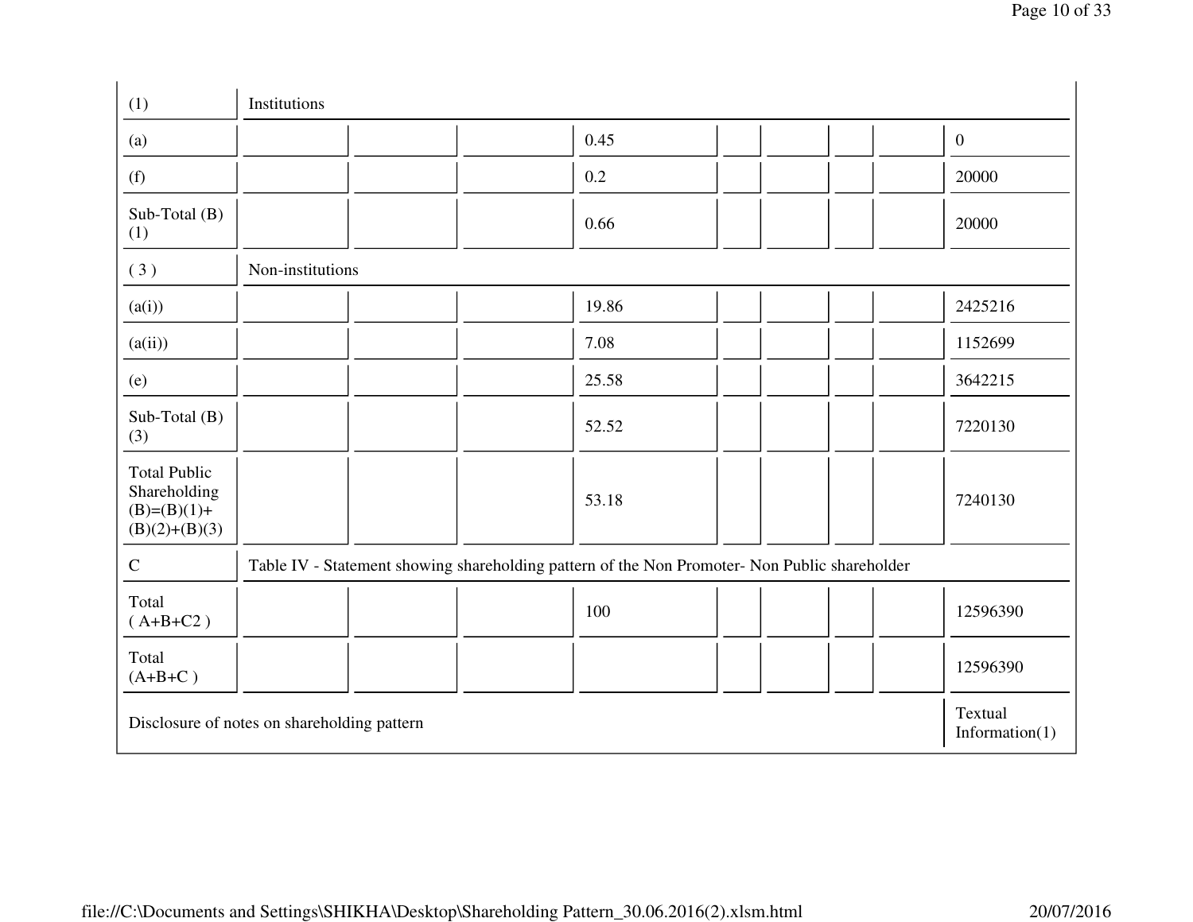| | | | | | | | | | | |
|---|---|---|---|---|---|---|---|---|---|---|
| (1) | Institutions | | | | | | | | | |
| (a) | | | | 0.45 | | | | | | 0 |
| (f) | | | | 0.2 | | | | | | 20000 |
| Sub-Total (B) (1) | | | | 0.66 | | | | | | 20000 |
| ( 3 ) | Non-institutions | | | | | | | | | |
| (a(i)) | | | | 19.86 | | | | | | 2425216 |
| (a(ii)) | | | | 7.08 | | | | | | 1152699 |
| (e) | | | | 25.58 | | | | | | 3642215 |
| Sub-Total (B) (3) | | | | 52.52 | | | | | | 7220130 |
| Total Public Shareholding (B)=(B)(1)+(B)(2)+(B)(3) | | | | 53.18 | | | | | | 7240130 |
| C | Table IV - Statement showing shareholding pattern of the Non Promoter- Non Public shareholder | | | | | | | | | |
| Total ( A+B+C2 ) | | | | 100 | | | | | | 12596390 |
| Total (A+B+C ) | | | | | | | | | | 12596390 |
| Disclosure of notes on shareholding pattern | | | | | | | | | | Textual Information(1) |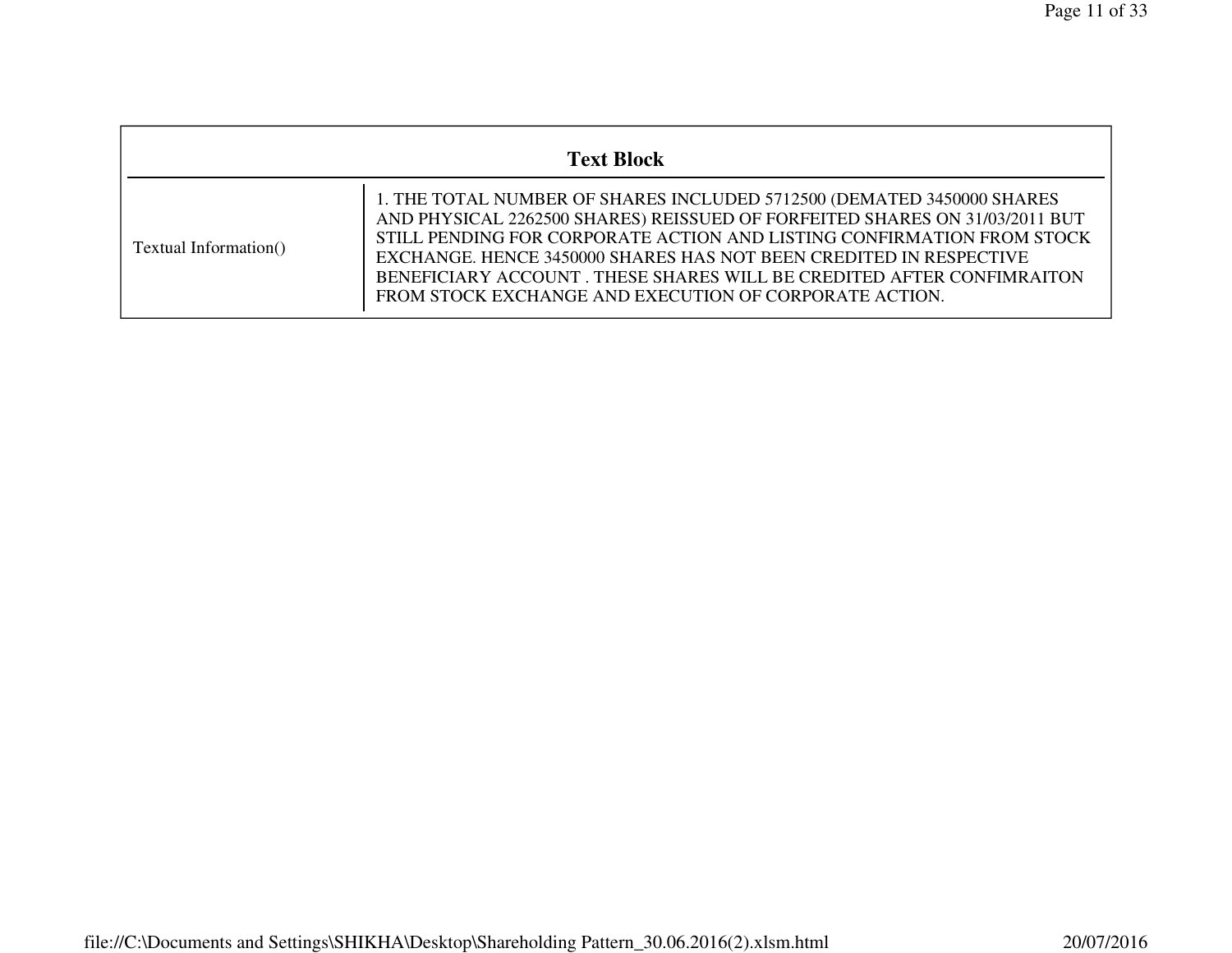| Text Block | |
|---|---|
| Textual Information() | 1. THE TOTAL NUMBER OF SHARES INCLUDED 5712500 (DEMATED 3450000 SHARES AND PHYSICAL 2262500 SHARES) REISSUED OF FORFEITED SHARES ON 31/03/2011 BUT STILL PENDING FOR CORPORATE ACTION AND LISTING CONFIRMATION FROM STOCK EXCHANGE. HENCE 3450000 SHARES HAS NOT BEEN CREDITED IN RESPECTIVE BENEFICIARY ACCOUNT . THESE SHARES WILL BE CREDITED AFTER CONFIMRAITON FROM STOCK EXCHANGE AND EXECUTION OF CORPORATE ACTION. |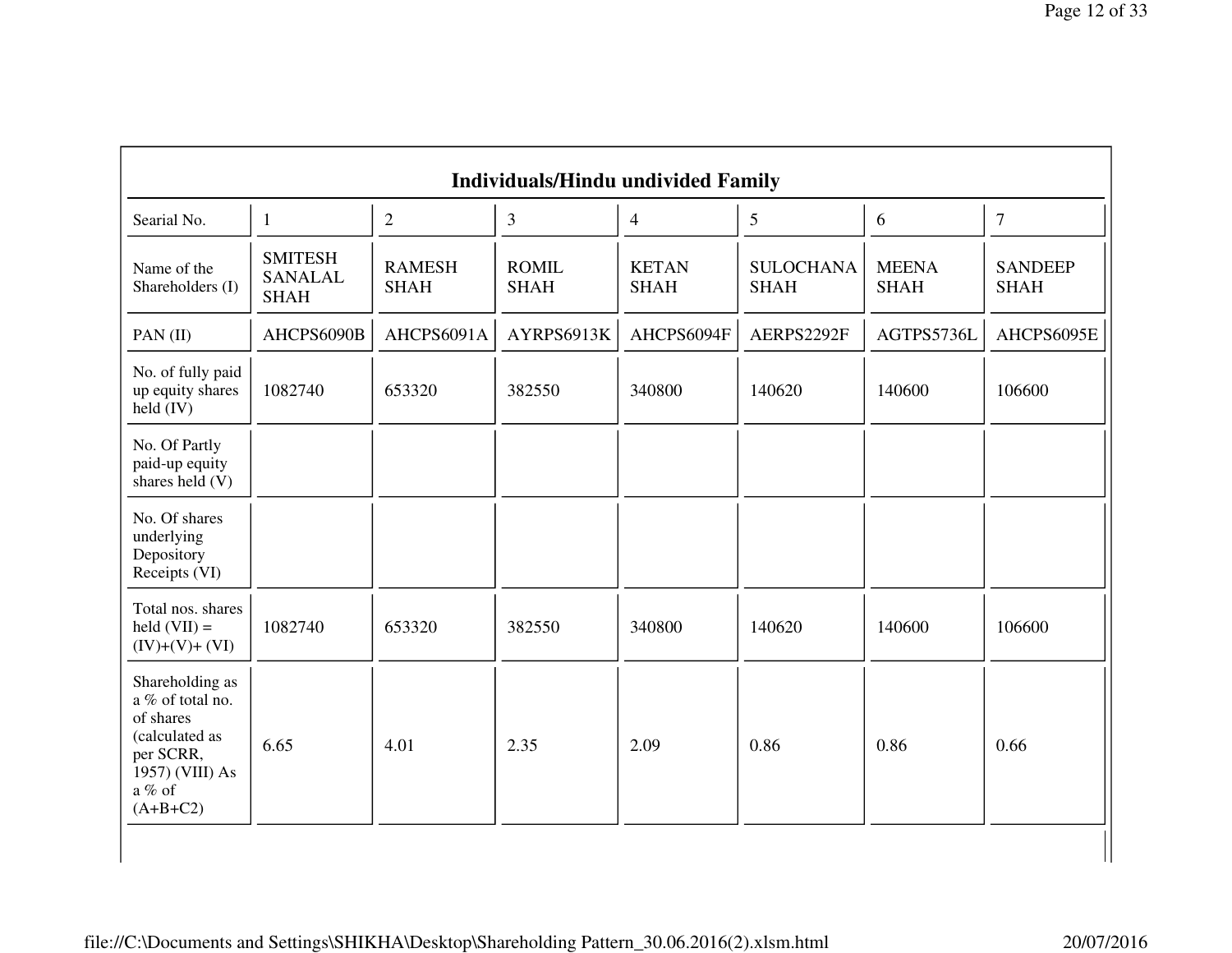| Individuals/Hindu undivided Family | | | | | | | |
|---|---|---|---|---|---|---|---|
| Searial No. | 1 | 2 | 3 | 4 | 5 | 6 | 7 |
| Name of the Shareholders (I) | SMITESH SANALAL SHAH | RAMESH SHAH | ROMIL SHAH | KETAN SHAH | SULOCHANA SHAH | MEENA SHAH | SANDEEP SHAH |
| PAN (II) | AHCPS6090B | AHCPS6091A | AYRPS6913K | AHCPS6094F | AERPS2292F | AGTPS5736L | AHCPS6095E |
| No. of fully paid up equity shares held (IV) | 1082740 | 653320 | 382550 | 340800 | 140620 | 140600 | 106600 |
| No. Of Partly paid-up equity shares held (V) | | | | | | | |
| No. Of shares underlying Depository Receipts (VI) | | | | | | | |
| Total nos. shares held (VII) = (IV)+(V)+ (VI) | 1082740 | 653320 | 382550 | 340800 | 140620 | 140600 | 106600 |
| Shareholding as a % of total no. of shares (calculated as per SCRR, 1957) (VIII) As a % of (A+B+C2) | 6.65 | 4.01 | 2.35 | 2.09 | 0.86 | 0.86 | 0.66 |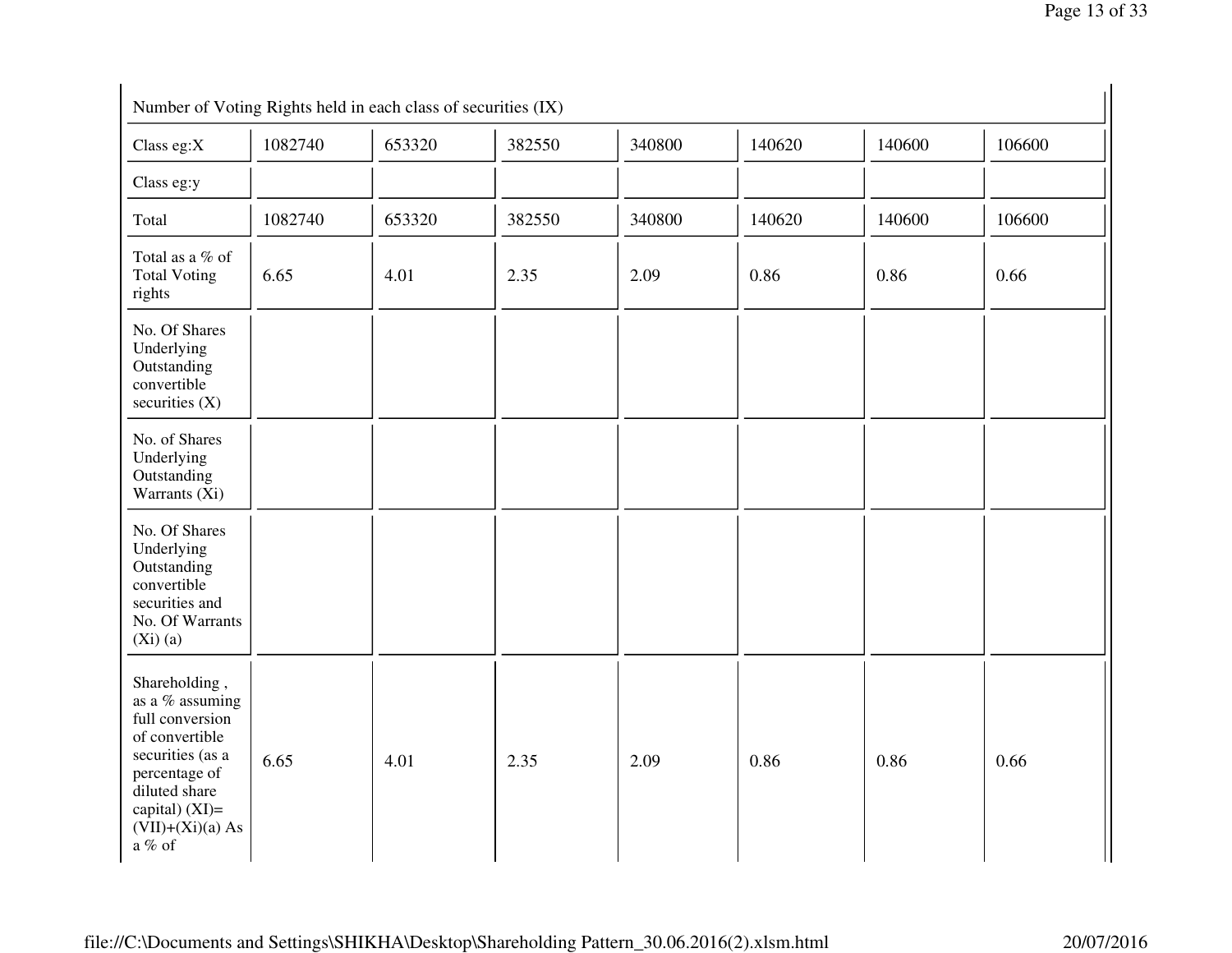| Number of Voting Rights held in each class of securities (IX) | | | | | | | |
|---|---|---|---|---|---|---|---|
| Class eg:X | 1082740 | 653320 | 382550 | 340800 | 140620 | 140600 | 106600 |
| Class eg:y | | | | | | | |
| Total | 1082740 | 653320 | 382550 | 340800 | 140620 | 140600 | 106600 |
| Total as a % of Total Voting rights | 6.65 | 4.01 | 2.35 | 2.09 | 0.86 | 0.86 | 0.66 |
| No. Of Shares Underlying Outstanding convertible securities (X) | | | | | | | |
| No. of Shares Underlying Outstanding Warrants (Xi) | | | | | | | |
| No. Of Shares Underlying Outstanding convertible securities and No. Of Warrants (Xi) (a) | | | | | | | |
| Shareholding , as a % assuming full conversion of convertible securities (as a percentage of diluted share capital) (XI)= (VII)+(Xi)(a) As a % of | 6.65 | 4.01 | 2.35 | 2.09 | 0.86 | 0.86 | 0.66 |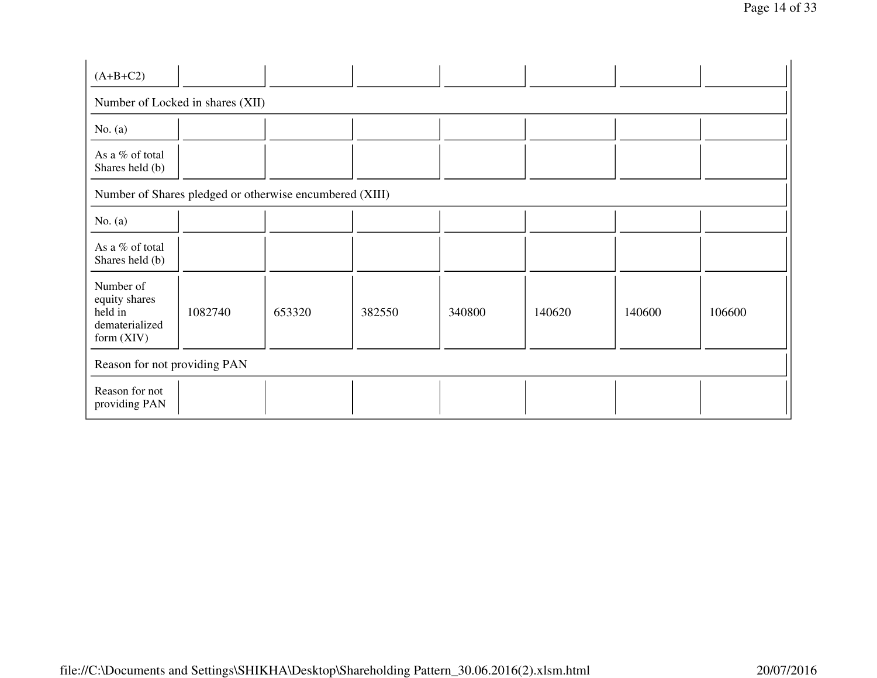| (A+B+C2) | | | | | | | |
|---|---|---|---|---|---|---|---|
| Number of Locked in shares (XII) | | | | | | | |
| No. (a) | | | | | | | |
| As a % of total Shares held (b) | | | | | | | |
| Number of Shares pledged or otherwise encumbered (XIII) | | | | | | | |
| No. (a) | | | | | | | |
| As a % of total Shares held (b) | | | | | | | |
| Number of equity shares held in dematerialized form (XIV) | 1082740 | 653320 | 382550 | 340800 | 140620 | 140600 | 106600 |
| Reason for not providing PAN | | | | | | | |
| Reason for not providing PAN | | | | | | | |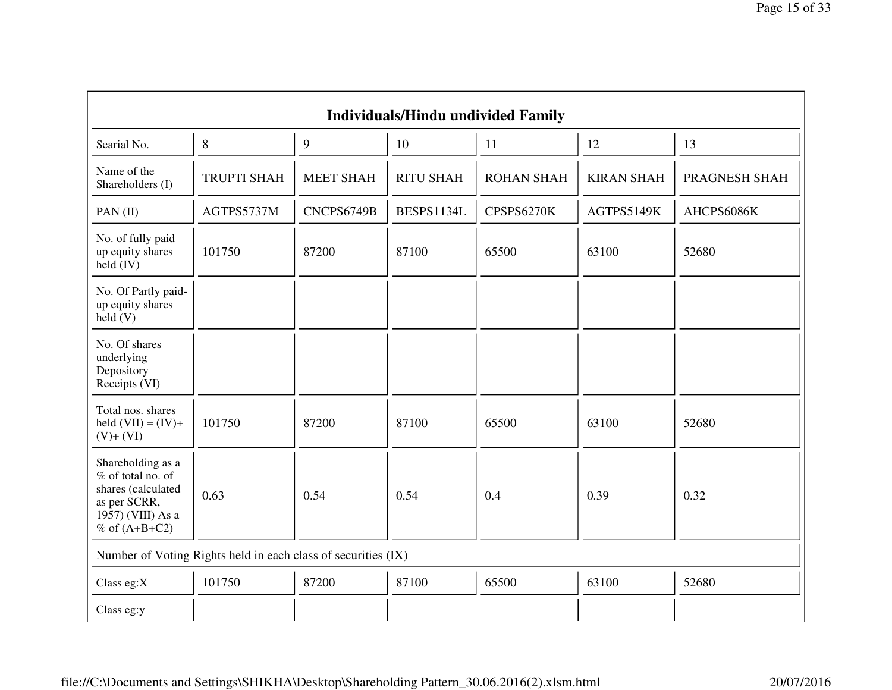| Individuals/Hindu undivided Family | | | | | | |
|---|---|---|---|---|---|---|
| Searial No. | 8 | 9 | 10 | 11 | 12 | 13 |
| Name of the Shareholders (I) | TRUPTI SHAH | MEET SHAH | RITU SHAH | ROHAN SHAH | KIRAN SHAH | PRAGNESH SHAH |
| PAN (II) | AGTPS5737M | CNCPS6749B | BESPS1134L | CPSPS6270K | AGTPS5149K | AHCPS6086K |
| No. of fully paid up equity shares held (IV) | 101750 | 87200 | 87100 | 65500 | 63100 | 52680 |
| No. Of Partly paid-up equity shares held (V) | | | | | | |
| No. Of shares underlying Depository Receipts (VI) | | | | | | |
| Total nos. shares held (VII) = (IV)+ (V)+ (VI) | 101750 | 87200 | 87100 | 65500 | 63100 | 52680 |
| Shareholding as a % of total no. of shares (calculated as per SCRR, 1957) (VIII) As a % of (A+B+C2) | 0.63 | 0.54 | 0.54 | 0.4 | 0.39 | 0.32 |
| Number of Voting Rights held in each class of securities (IX) | | | | | | |
| Class eg:X | 101750 | 87200 | 87100 | 65500 | 63100 | 52680 |
| Class eg:y | | | | | | |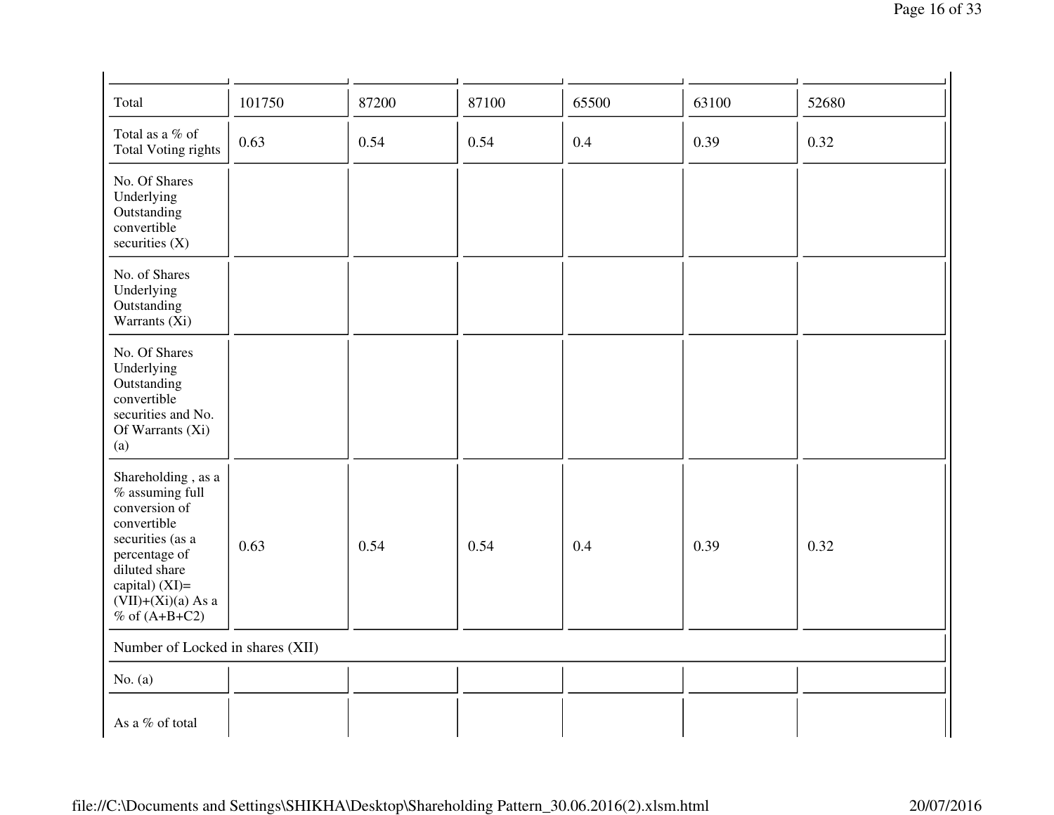| | | | | | | |
|---|---|---|---|---|---|---|
| Total | 101750 | 87200 | 87100 | 65500 | 63100 | 52680 |
| Total as a % of Total Voting rights | 0.63 | 0.54 | 0.54 | 0.4 | 0.39 | 0.32 |
| No. Of Shares Underlying Outstanding convertible securities (X) | | | | | | |
| No. of Shares Underlying Outstanding Warrants (Xi) | | | | | | |
| No. Of Shares Underlying Outstanding convertible securities and No. Of Warrants (Xi) (a) | | | | | | |
| Shareholding , as a % assuming full conversion of convertible securities (as a percentage of diluted share capital) (XI)= (VII)+(Xi)(a) As a % of (A+B+C2) | 0.63 | 0.54 | 0.54 | 0.4 | 0.39 | 0.32 |
| Number of Locked in shares (XII) | | | | | | |
| No. (a) | | | | | | |
| As a % of total | | | | | | |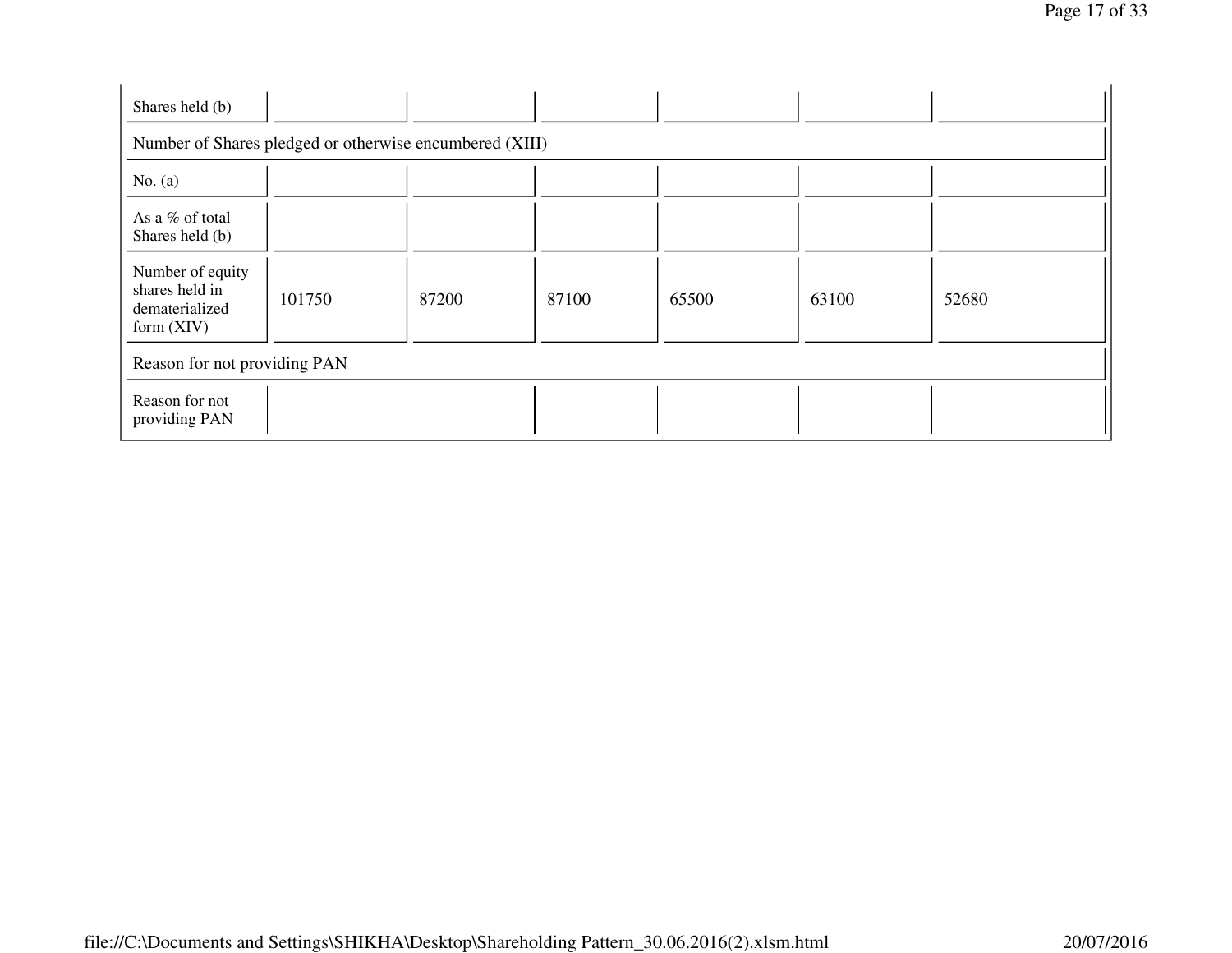| Shares held (b) | | | | | | |
|---|---|---|---|---|---|---|
| Number of Shares pledged or otherwise encumbered (XIII) | | | | | | |
| No. (a) | | | | | | |
| As a % of total Shares held (b) | | | | | | |
| Number of equity shares held in dematerialized form (XIV) | 101750 | 87200 | 87100 | 65500 | 63100 | 52680 |
| Reason for not providing PAN | | | | | | |
| Reason for not providing PAN | | | | | | |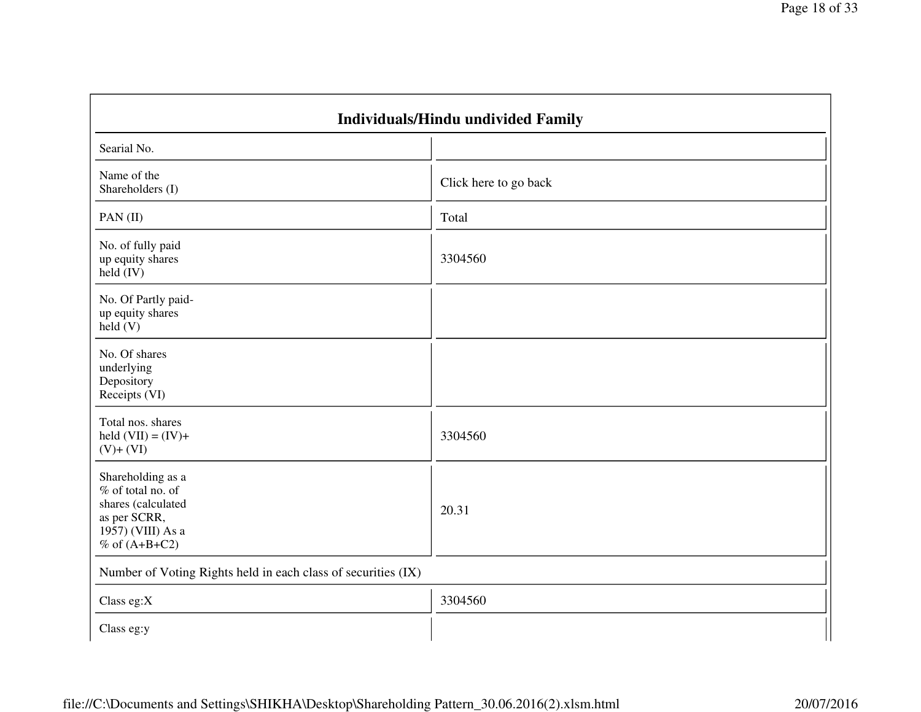| Individuals/Hindu undivided Family | |
| --- | --- |
| Searial No. | |
| Name of the Shareholders (I) | Click here to go back |
| PAN (II) | Total |
| No. of fully paid up equity shares held (IV) | 3304560 |
| No. Of Partly paid-up equity shares held (V) | |
| No. Of shares underlying Depository Receipts (VI) | |
| Total nos. shares held (VII) = (IV)+ (V)+ (VI) | 3304560 |
| Shareholding as a % of total no. of shares (calculated as per SCRR, 1957) (VIII) As a % of (A+B+C2) | 20.31 |
| Number of Voting Rights held in each class of securities (IX) | |
| Class eg:X | 3304560 |
| Class eg:y | |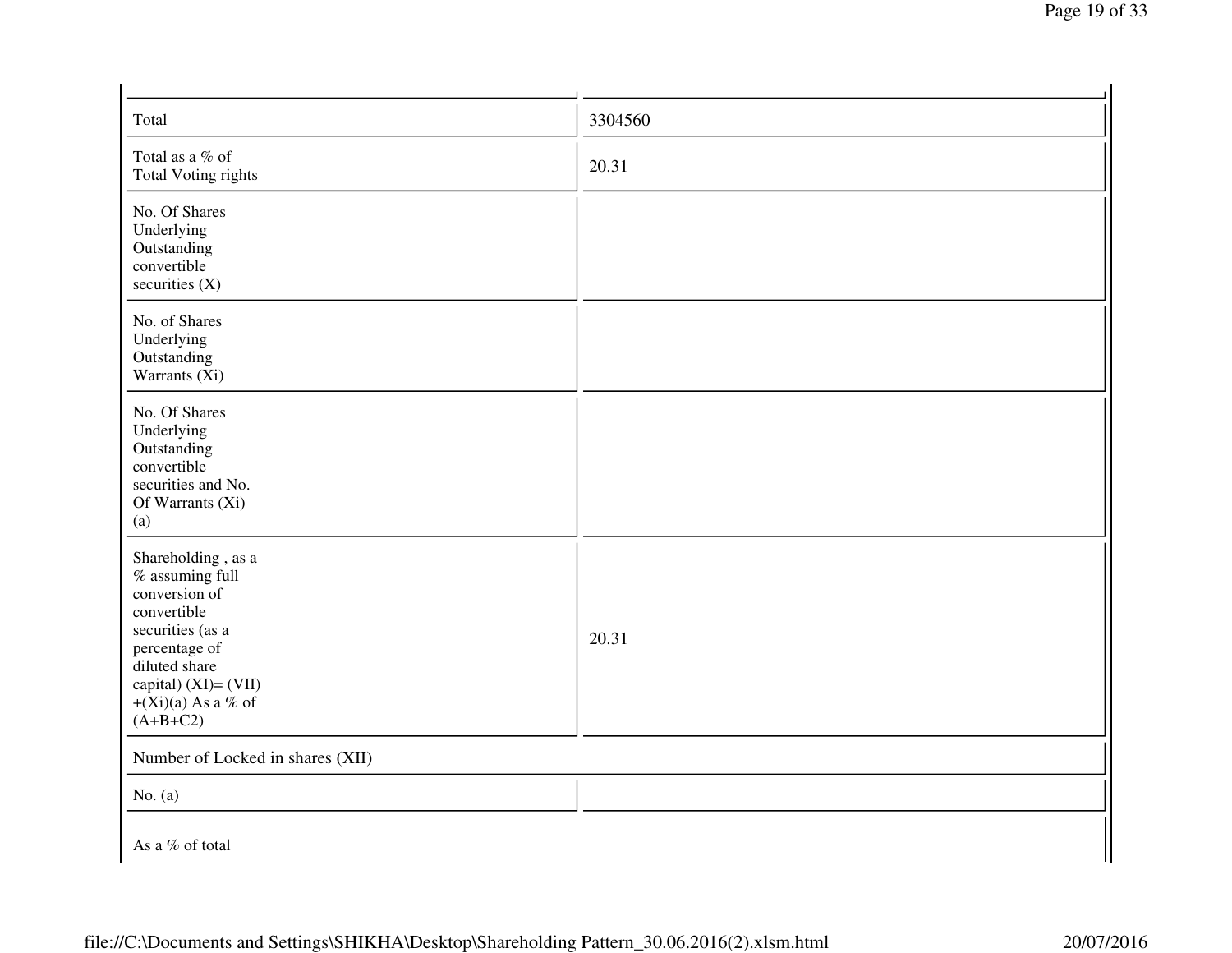| | |
|---|---|
| Total | 3304560 |
| Total as a % of Total Voting rights | 20.31 |
| No. Of Shares Underlying Outstanding convertible securities (X) | |
| No. of Shares Underlying Outstanding Warrants (Xi) | |
| No. Of Shares Underlying Outstanding convertible securities and No. Of Warrants (Xi) (a) | |
| Shareholding , as a % assuming full conversion of convertible securities (as a percentage of diluted share capital) (XI)= (VII) +(Xi)(a) As a % of (A+B+C2) | 20.31 |
| Number of Locked in shares (XII) | |
| No. (a) | |
| As a % of total | |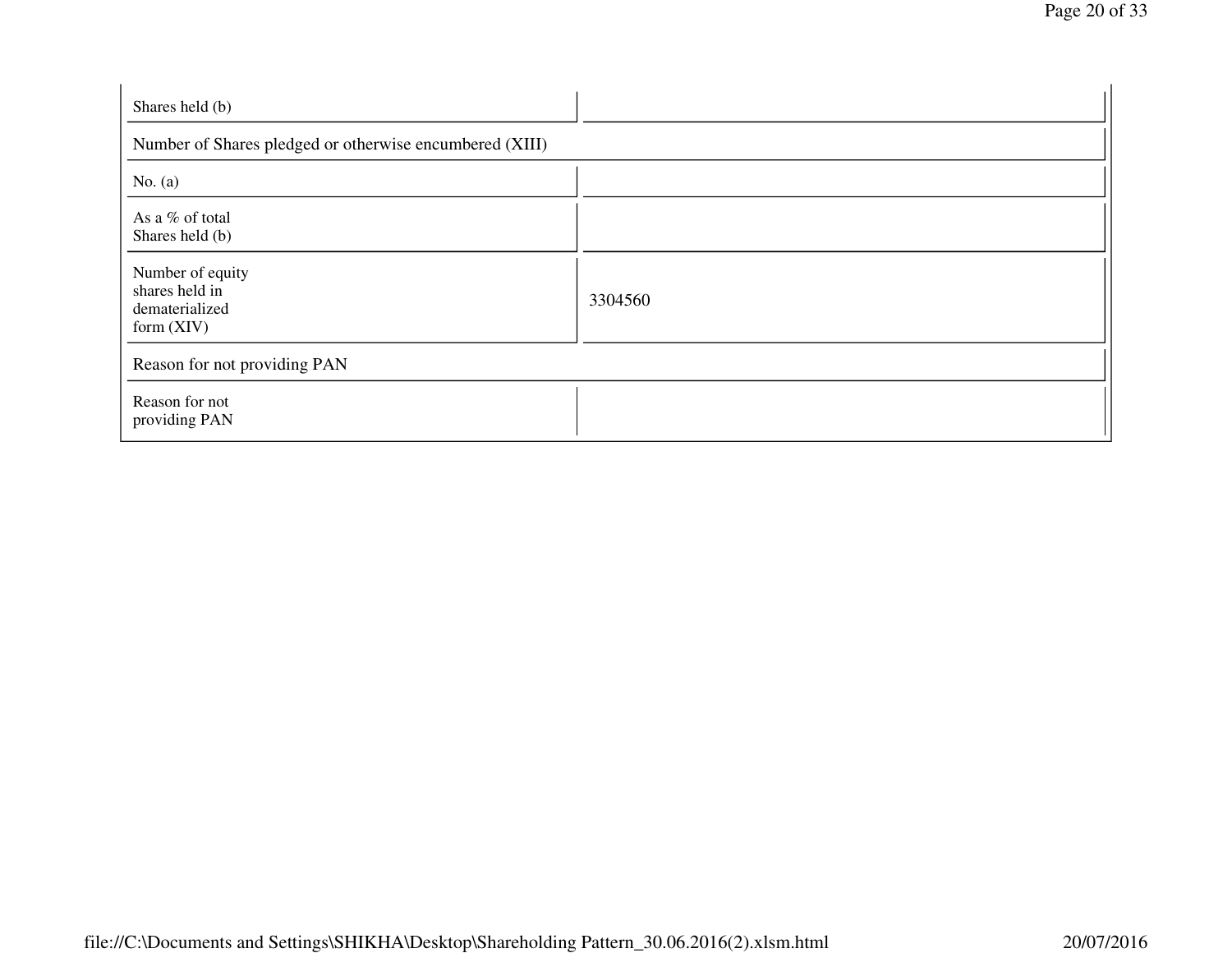| | |
|---|---|
| Shares held (b) | |
| Number of Shares pledged or otherwise encumbered (XIII) | |
| No. (a) | |
| As a % of total Shares held (b) | |
| Number of equity shares held in dematerialized form (XIV) | 3304560 |
| Reason for not providing PAN | |
| Reason for not providing PAN | |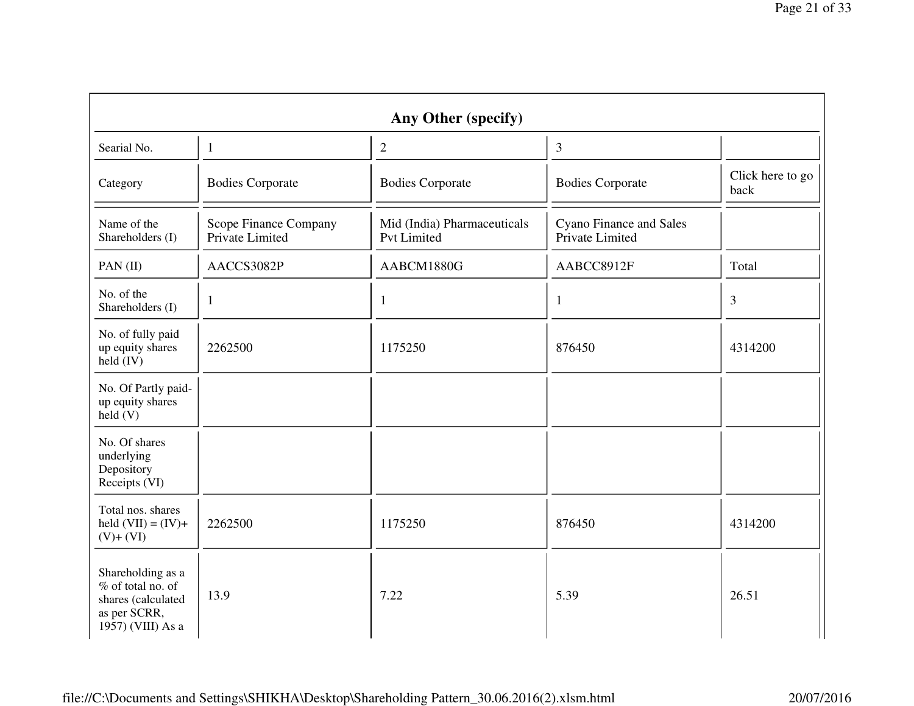| Any Other (specify) | | | | |
|---|---|---|---|---|
| Searial No. | 1 | 2 | 3 | |
| Category | Bodies Corporate | Bodies Corporate | Bodies Corporate | Click here to go back |
| Name of the Shareholders (I) | Scope Finance Company Private Limited | Mid (India) Pharmaceuticals Pvt Limited | Cyano Finance and Sales Private Limited | |
| PAN (II) | AACCS3082P | AABCM1880G | AABCC8912F | Total |
| No. of the Shareholders (I) | 1 | 1 | 1 | 3 |
| No. of fully paid up equity shares held (IV) | 2262500 | 1175250 | 876450 | 4314200 |
| No. Of Partly paid-up equity shares held (V) | | | | |
| No. Of shares underlying Depository Receipts (VI) | | | | |
| Total nos. shares held (VII) = (IV)+ (V)+ (VI) | 2262500 | 1175250 | 876450 | 4314200 |
| Shareholding as a % of total no. of shares (calculated as per SCRR, 1957) (VIII) As a | 13.9 | 7.22 | 5.39 | 26.51 |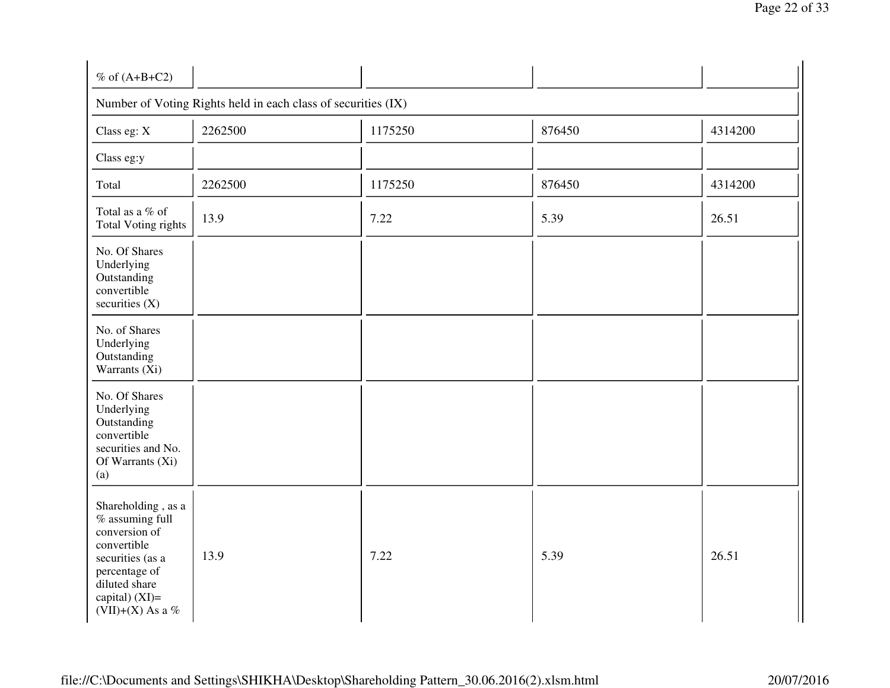| % of (A+B+C2) | | | | |
|---|---|---|---|---|
| Number of Voting Rights held in each class of securities (IX) | | | | |
| Class eg: X | 2262500 | 1175250 | 876450 | 4314200 |
| Class eg:y | | | | |
| Total | 2262500 | 1175250 | 876450 | 4314200 |
| Total as a % of Total Voting rights | 13.9 | 7.22 | 5.39 | 26.51 |
| No. Of Shares Underlying Outstanding convertible securities (X) | | | | |
| No. of Shares Underlying Outstanding Warrants (Xi) | | | | |
| No. Of Shares Underlying Outstanding convertible securities and No. Of Warrants (Xi) (a) | | | | |
| Shareholding , as a % assuming full conversion of convertible securities (as a percentage of diluted share capital) (XI)= (VII)+(X) As a % | 13.9 | 7.22 | 5.39 | 26.51 |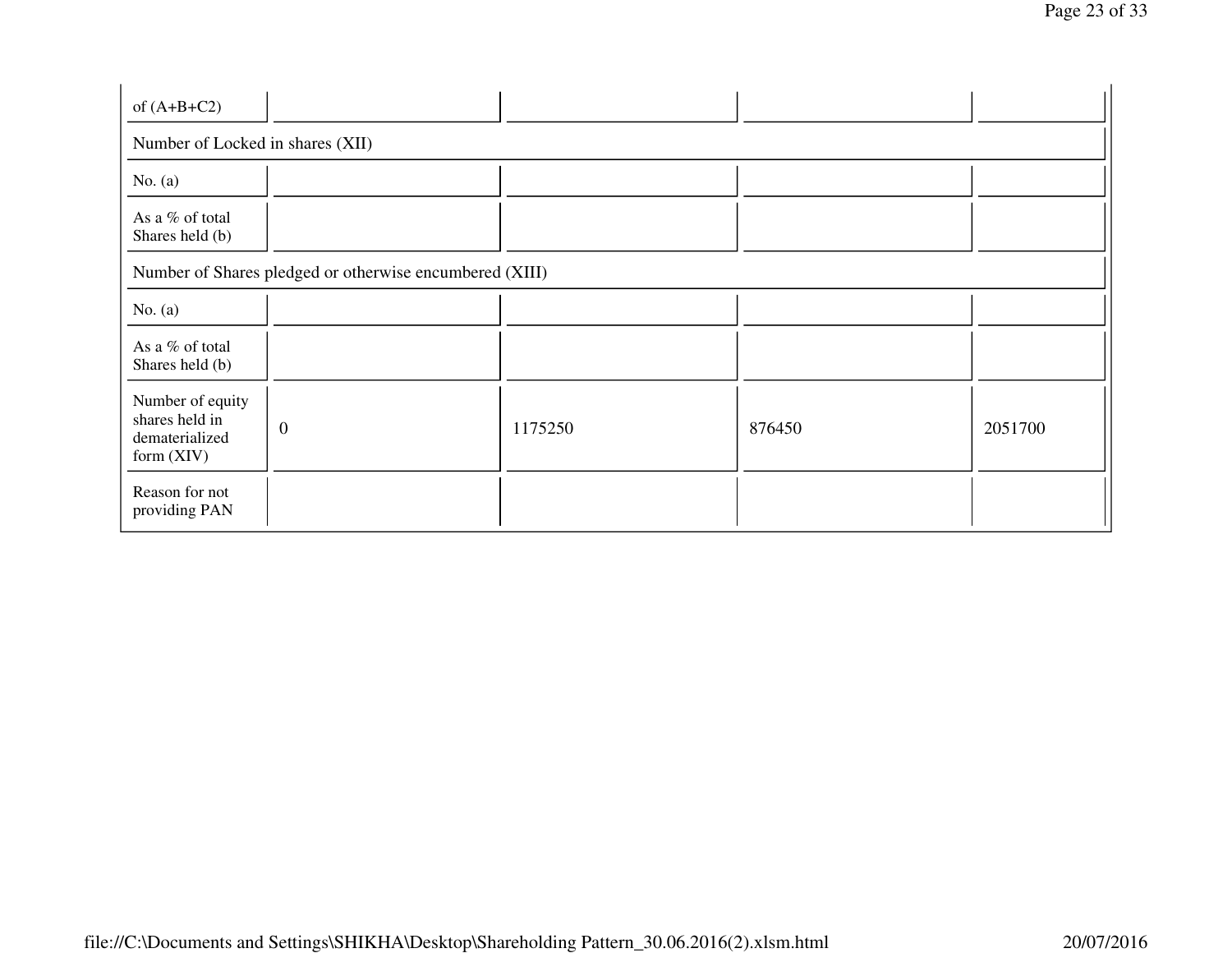| of (A+B+C2) | | | | |
|---|---|---|---|---|
| Number of Locked in shares (XII) | | | | |
| No. (a) | | | | |
| As a % of total Shares held (b) | | | | |
| Number of Shares pledged or otherwise encumbered (XIII) | | | | |
| No. (a) | | | | |
| As a % of total Shares held (b) | | | | |
| Number of equity shares held in dematerialized form (XIV) | 0 | 1175250 | 876450 | 2051700 |
| Reason for not providing PAN | | | | |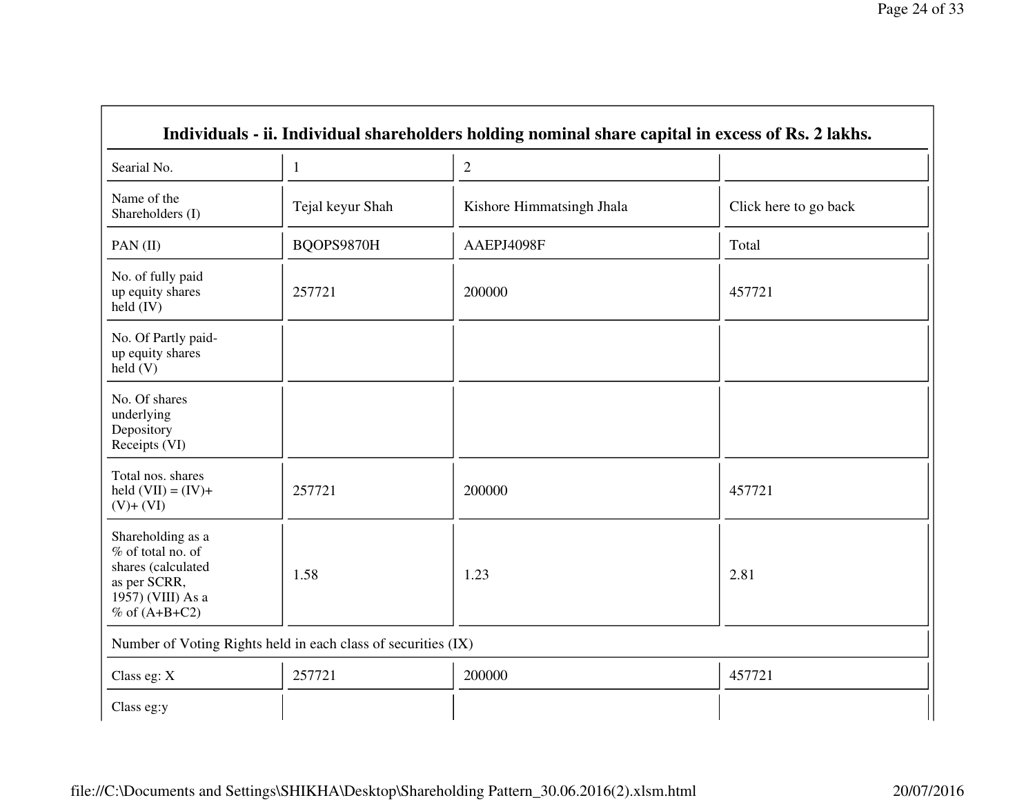| Individuals - ii. Individual shareholders holding nominal share capital in excess of Rs. 2 lakhs. | | | |
|---|---|---|---|
| Searial No. | 1 | 2 | |
| Name of the Shareholders (I) | Tejal keyur Shah | Kishore Himmatsingh Jhala | Click here to go back |
| PAN (II) | BQOPS9870H | AAEPJ4098F | Total |
| No. of fully paid up equity shares held (IV) | 257721 | 200000 | 457721 |
| No. Of Partly paid-up equity shares held (V) | | | |
| No. Of shares underlying Depository Receipts (VI) | | | |
| Total nos. shares held (VII) = (IV)+ (V)+ (VI) | 257721 | 200000 | 457721 |
| Shareholding as a % of total no. of shares (calculated as per SCRR, 1957) (VIII) As a % of (A+B+C2) | 1.58 | 1.23 | 2.81 |
| Number of Voting Rights held in each class of securities (IX) | | | |
| Class eg: X | 257721 | 200000 | 457721 |
| Class eg:y | | | |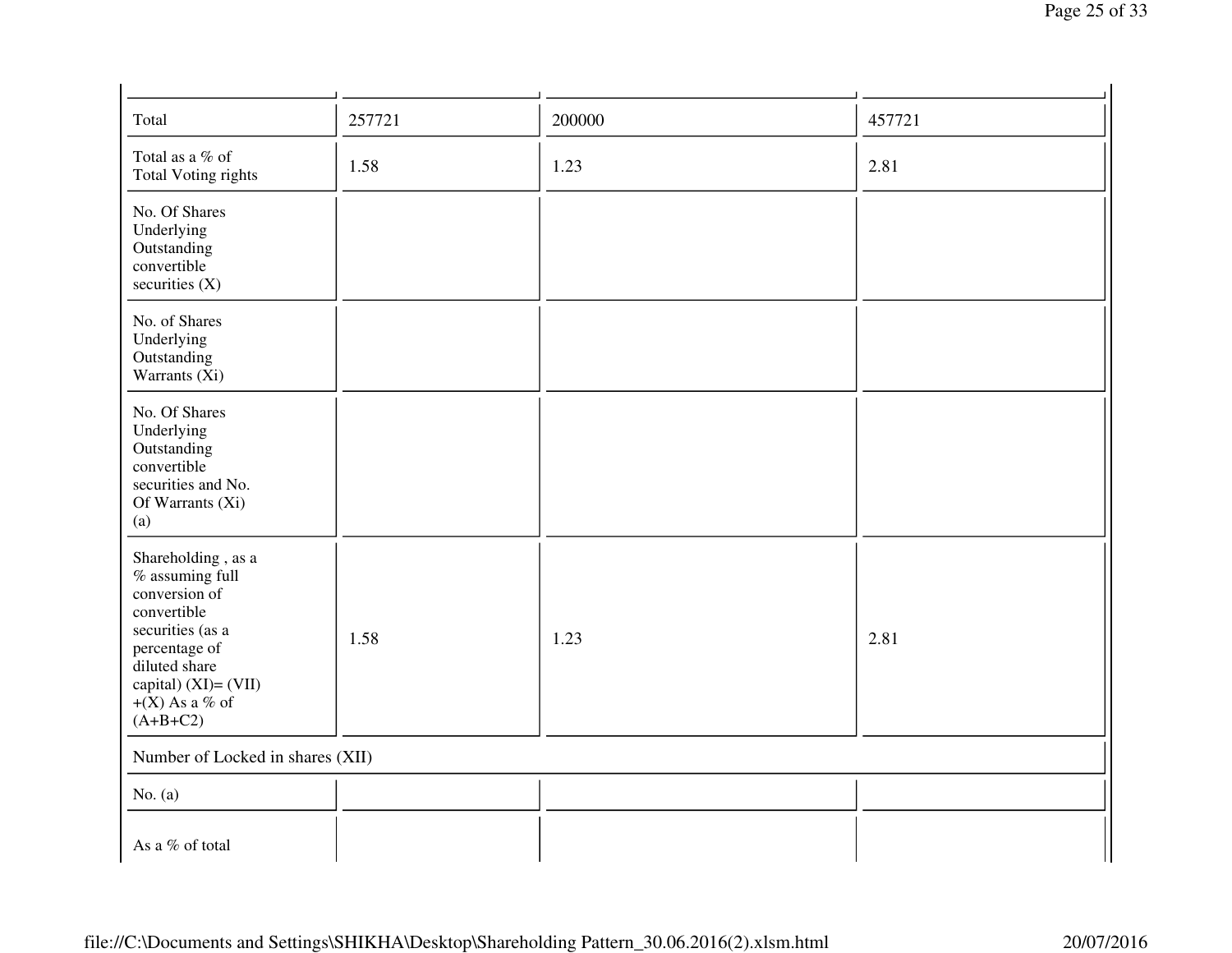| | | | |
|---|---|---|---|
| Total | 257721 | 200000 | 457721 |
| Total as a % of Total Voting rights | 1.58 | 1.23 | 2.81 |
| No. Of Shares Underlying Outstanding convertible securities (X) | | | |
| No. of Shares Underlying Outstanding Warrants (Xi) | | | |
| No. Of Shares Underlying Outstanding convertible securities and No. Of Warrants (Xi) (a) | | | |
| Shareholding , as a % assuming full conversion of convertible securities (as a percentage of diluted share capital) (XI)= (VII) +(X) As a % of (A+B+C2) | 1.58 | 1.23 | 2.81 |
| Number of Locked in shares (XII) | | | |
| No. (a) | | | |
| As a % of total | | | |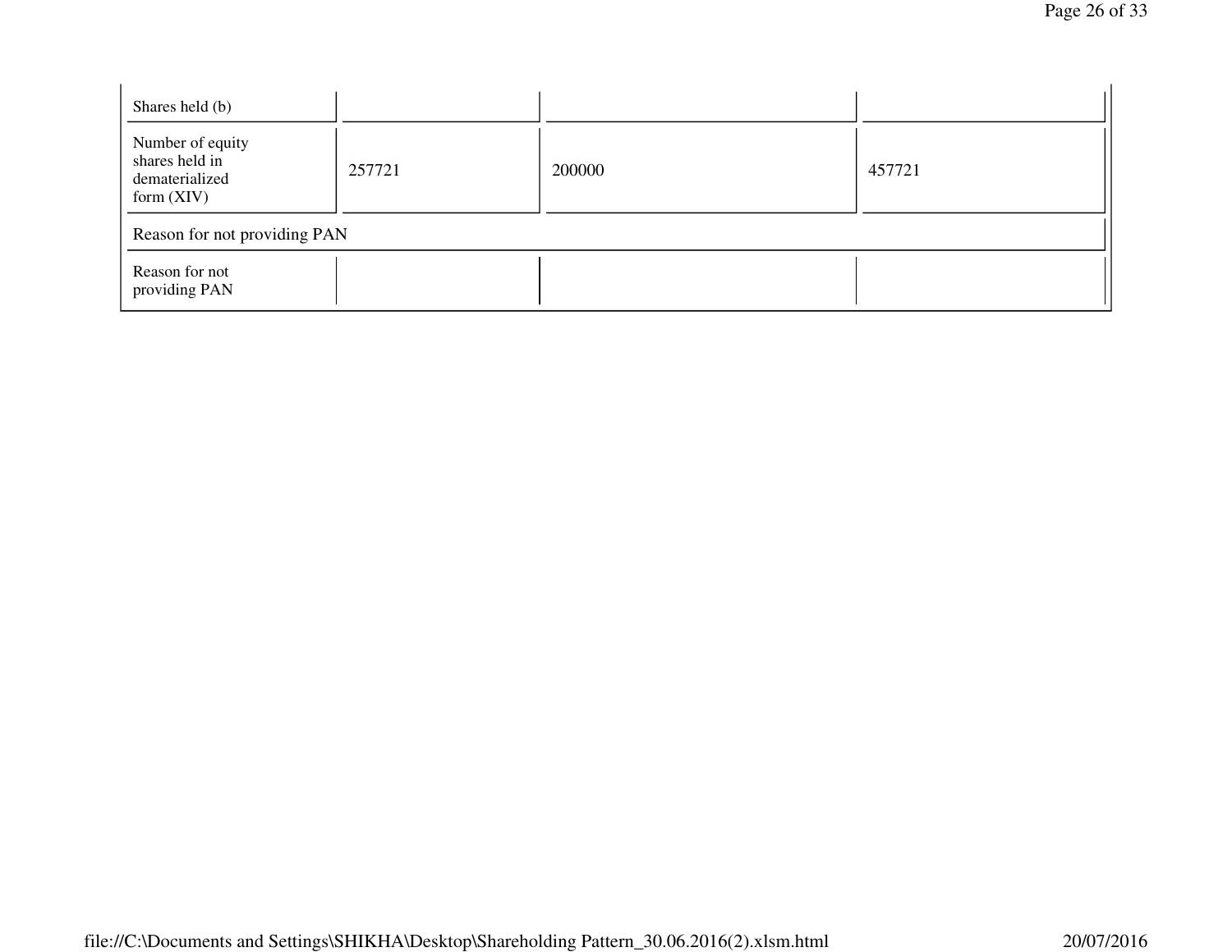| | | | |
|---|---|---|---|
| Shares held (b) | | | |
| Number of equity shares held in dematerialized form (XIV) | 257721 | 200000 | 457721 |
| Reason for not providing PAN | | | |
| Reason for not providing PAN | | | |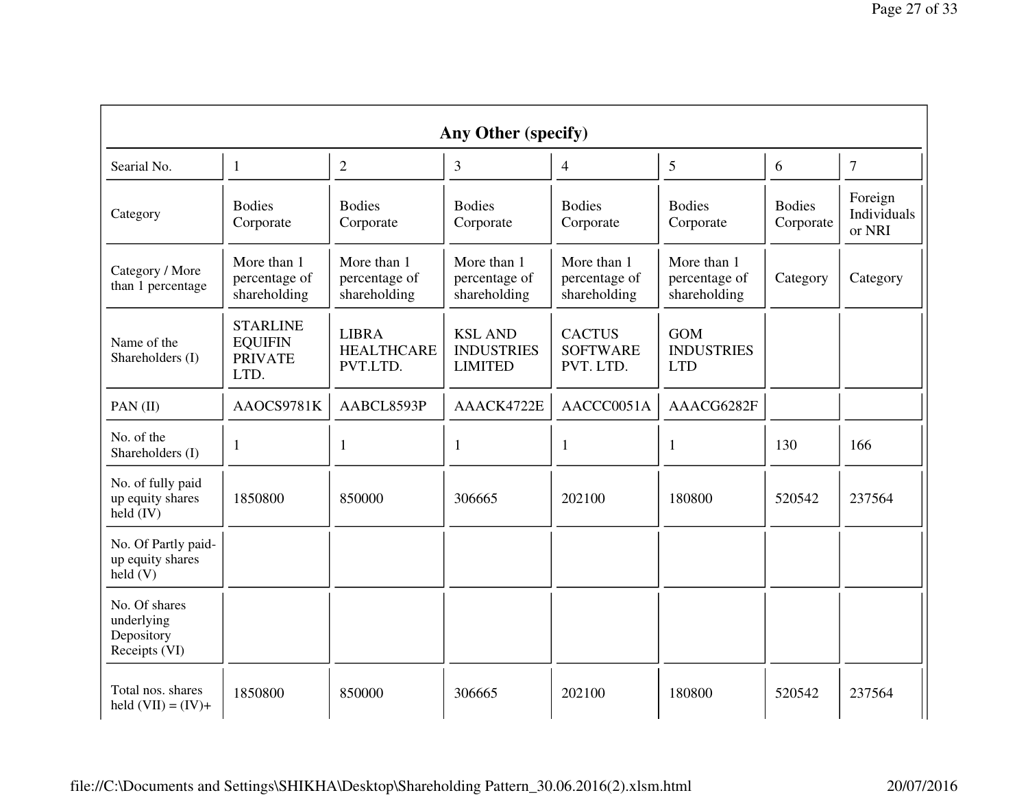| Any Other (specify) | | | | | | | |
|---|---|---|---|---|---|---|---|
| Searial No. | 1 | 2 | 3 | 4 | 5 | 6 | 7 |
| Category | Bodies Corporate | Bodies Corporate | Bodies Corporate | Bodies Corporate | Bodies Corporate | Bodies Corporate | Foreign Individuals or NRI |
| Category / More than 1 percentage | More than 1 percentage of shareholding | More than 1 percentage of shareholding | More than 1 percentage of shareholding | More than 1 percentage of shareholding | More than 1 percentage of shareholding | Category | Category |
| Name of the Shareholders (I) | STARLINE EQUIFIN PRIVATE LTD. | LIBRA HEALTHCARE PVT.LTD. | KSL AND INDUSTRIES LIMITED | CACTUS SOFTWARE PVT. LTD. | GOM INDUSTRIES LTD | | |
| PAN (II) | AAOCS9781K | AABCL8593P | AAACK4722E | AACCC0051A | AAACG6282F | | |
| No. of the Shareholders (I) | 1 | 1 | 1 | 1 | 1 | 130 | 166 |
| No. of fully paid up equity shares held (IV) | 1850800 | 850000 | 306665 | 202100 | 180800 | 520542 | 237564 |
| No. Of Partly paid-up equity shares held (V) | | | | | | | |
| No. Of shares underlying Depository Receipts (VI) | | | | | | | |
| Total nos. shares held (VII) = (IV)+ | 1850800 | 850000 | 306665 | 202100 | 180800 | 520542 | 237564 |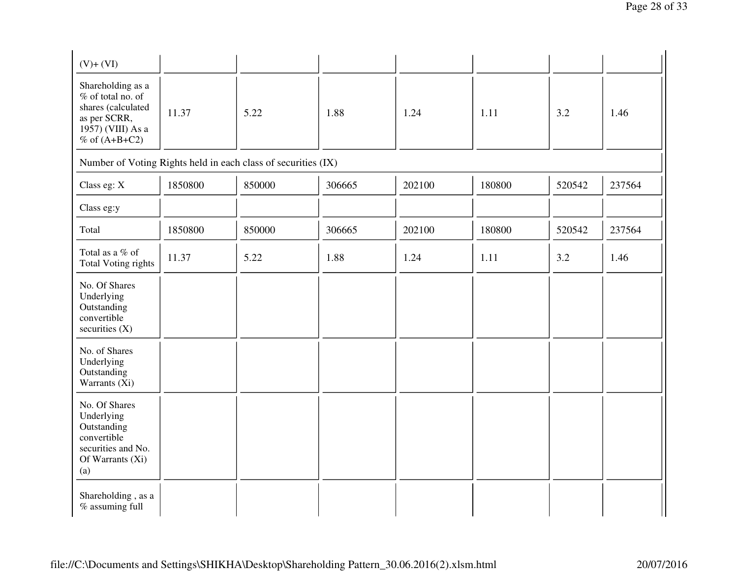| (V)+ (VI) | | | | | | | |
|---|---|---|---|---|---|---|---|
| Shareholding as a % of total no. of shares (calculated as per SCRR, 1957) (VIII) As a % of (A+B+C2) | 11.37 | 5.22 | 1.88 | 1.24 | 1.11 | 3.2 | 1.46 |
| Number of Voting Rights held in each class of securities (IX) | | | | | | | |
| Class eg: X | 1850800 | 850000 | 306665 | 202100 | 180800 | 520542 | 237564 |
| Class eg:y | | | | | | | |
| Total | 1850800 | 850000 | 306665 | 202100 | 180800 | 520542 | 237564 |
| Total as a % of Total Voting rights | 11.37 | 5.22 | 1.88 | 1.24 | 1.11 | 3.2 | 1.46 |
| No. Of Shares Underlying Outstanding convertible securities (X) | | | | | | | |
| No. of Shares Underlying Outstanding Warrants (Xi) | | | | | | | |
| No. Of Shares Underlying Outstanding convertible securities and No. Of Warrants (Xi) (a) | | | | | | | |
| Shareholding , as a % assuming full | | | | | | | |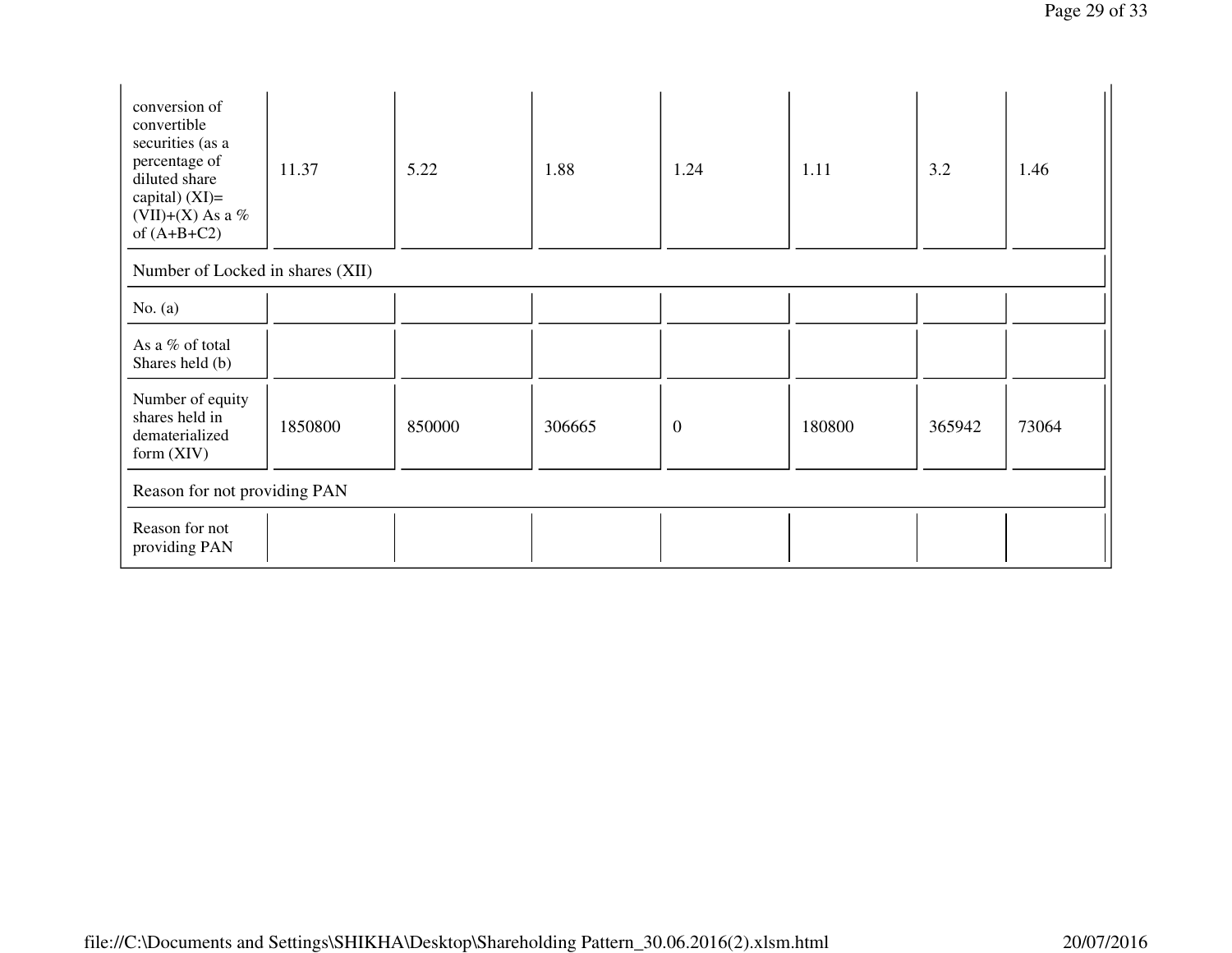| conversion of convertible securities (as a percentage of diluted share capital) (XI)= (VII)+(X) As a % of (A+B+C2) | 11.37 | 5.22 | 1.88 | 1.24 | 1.11 | 3.2 | 1.46 |
|---|---|---|---|---|---|---|---|
| Number of Locked in shares (XII) | | | | | | | |
| No. (a) | | | | | | | |
| As a % of total Shares held (b) | | | | | | | |
| Number of equity shares held in dematerialized form (XIV) | 1850800 | 850000 | 306665 | 0 | 180800 | 365942 | 73064 |
| Reason for not providing PAN | | | | | | | |
| Reason for not providing PAN | | | | | | | |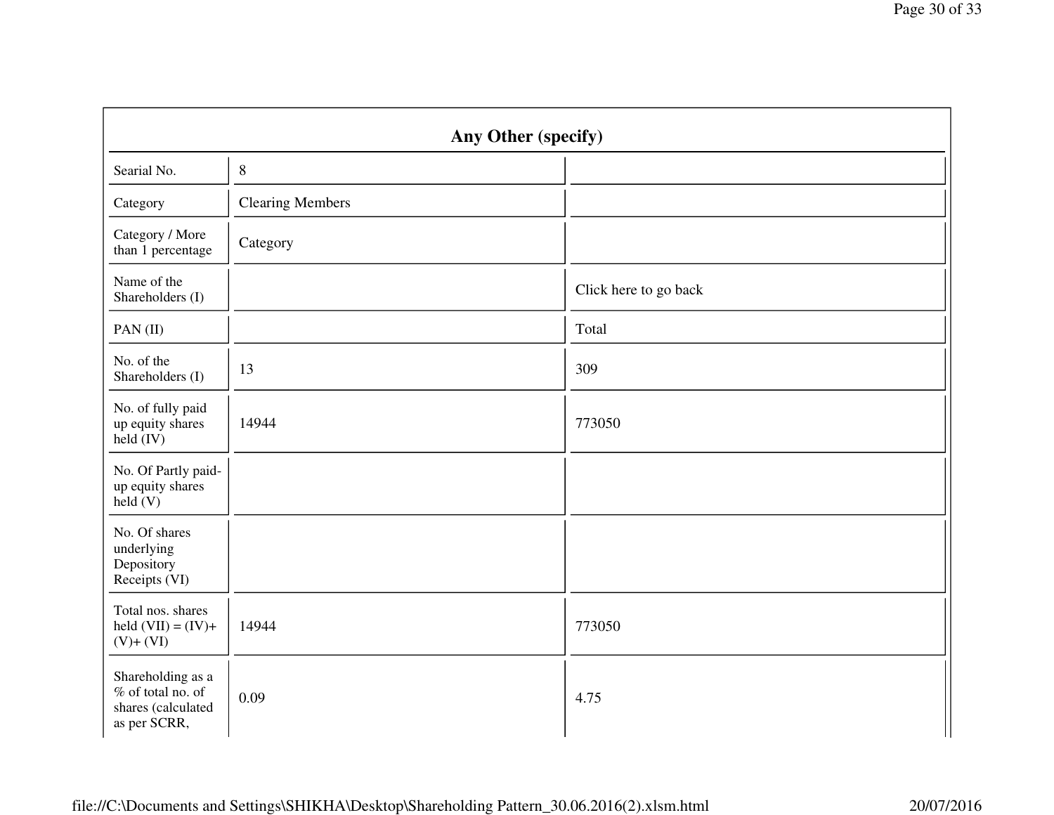| Any Other (specify) | | |
|---|---|---|
| Searial No. | 8 | |
| Category | Clearing Members | |
| Category / More than 1 percentage | Category | |
| Name of the Shareholders (I) | | Click here to go back |
| PAN (II) | | Total |
| No. of the Shareholders (I) | 13 | 309 |
| No. of fully paid up equity shares held (IV) | 14944 | 773050 |
| No. Of Partly paid-up equity shares held (V) | | |
| No. Of shares underlying Depository Receipts (VI) | | |
| Total nos. shares held (VII) = (IV)+ (V)+ (VI) | 14944 | 773050 |
| Shareholding as a % of total no. of shares (calculated as per SCRR, | 0.09 | 4.75 |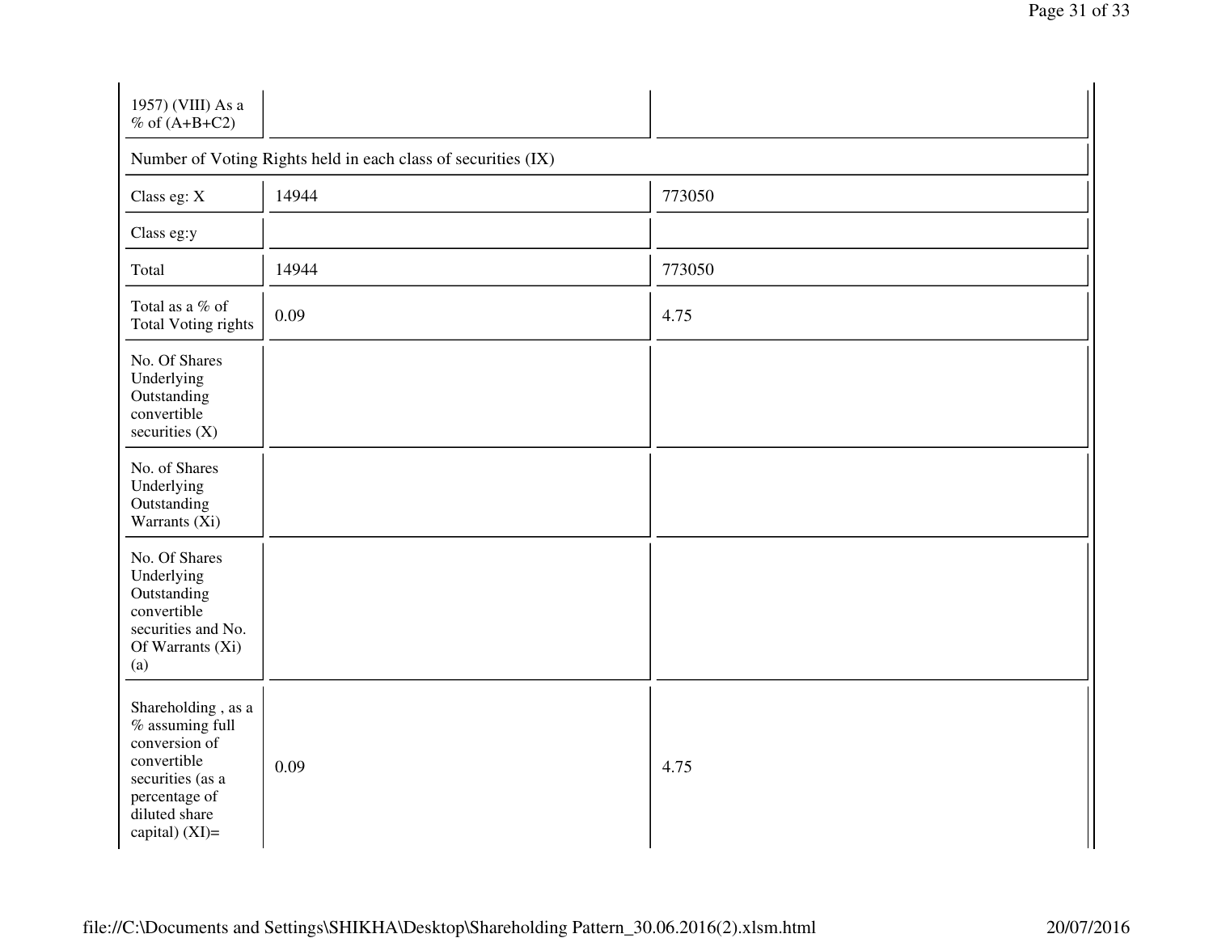| 1957) (VIII) As a % of (A+B+C2) | | |
|---|---|---|
| Number of Voting Rights held in each class of securities (IX) | | |
| Class eg: X | 14944 | 773050 |
| Class eg:y | | |
| Total | 14944 | 773050 |
| Total as a % of Total Voting rights | 0.09 | 4.75 |
| No. Of Shares Underlying Outstanding convertible securities (X) | | |
| No. of Shares Underlying Outstanding Warrants (Xi) | | |
| No. Of Shares Underlying Outstanding convertible securities and No. Of Warrants (Xi) (a) | | |
| Shareholding , as a % assuming full conversion of convertible securities (as a percentage of diluted share capital) (XI)= | 0.09 | 4.75 |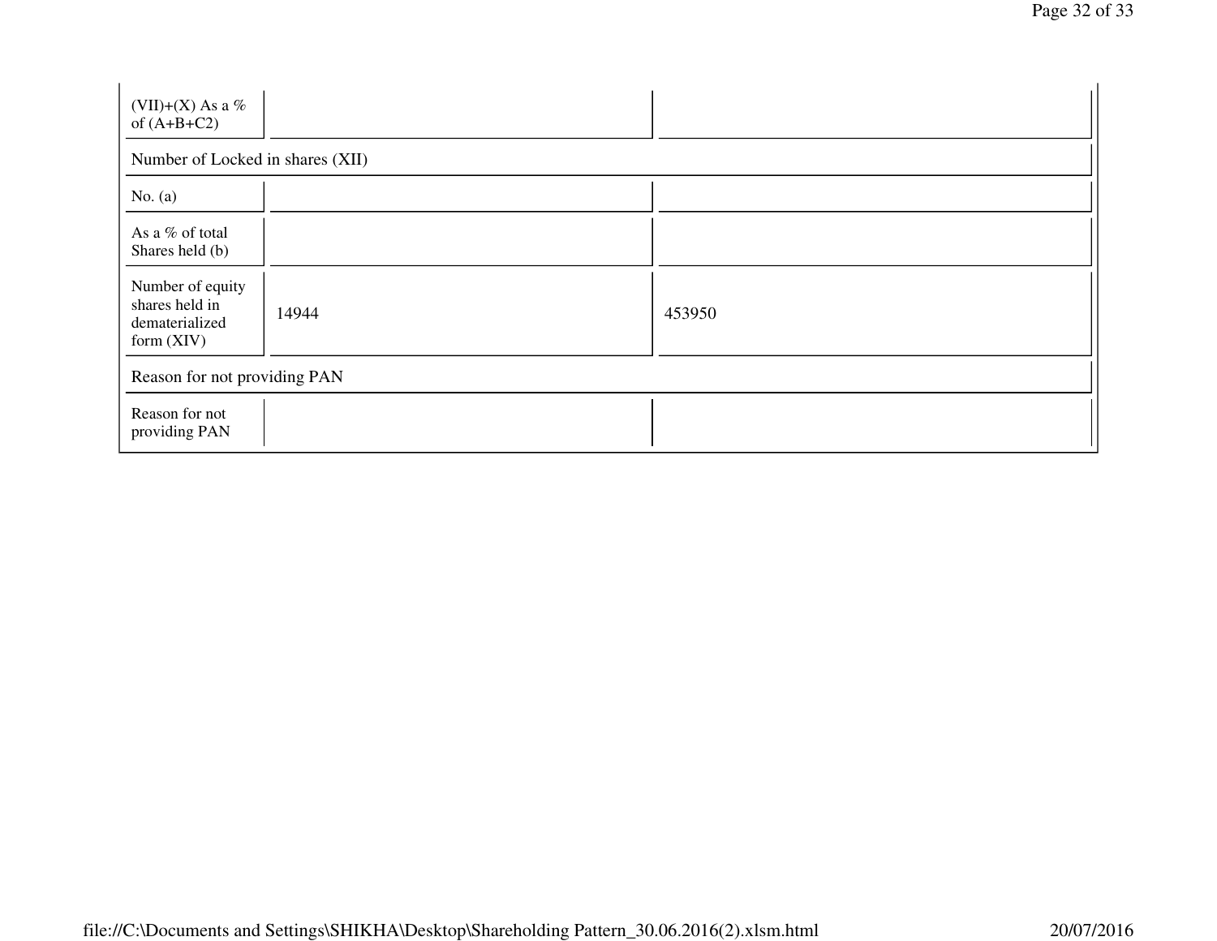| | | |
|---|---|---|
| (VII)+(X) As a % of (A+B+C2) | | |
| Number of Locked in shares (XII) | | |
| No. (a) | | |
| As a % of total Shares held (b) | | |
| Number of equity shares held in dematerialized form (XIV) | 14944 | 453950 |
| Reason for not providing PAN | | |
| Reason for not providing PAN | | |